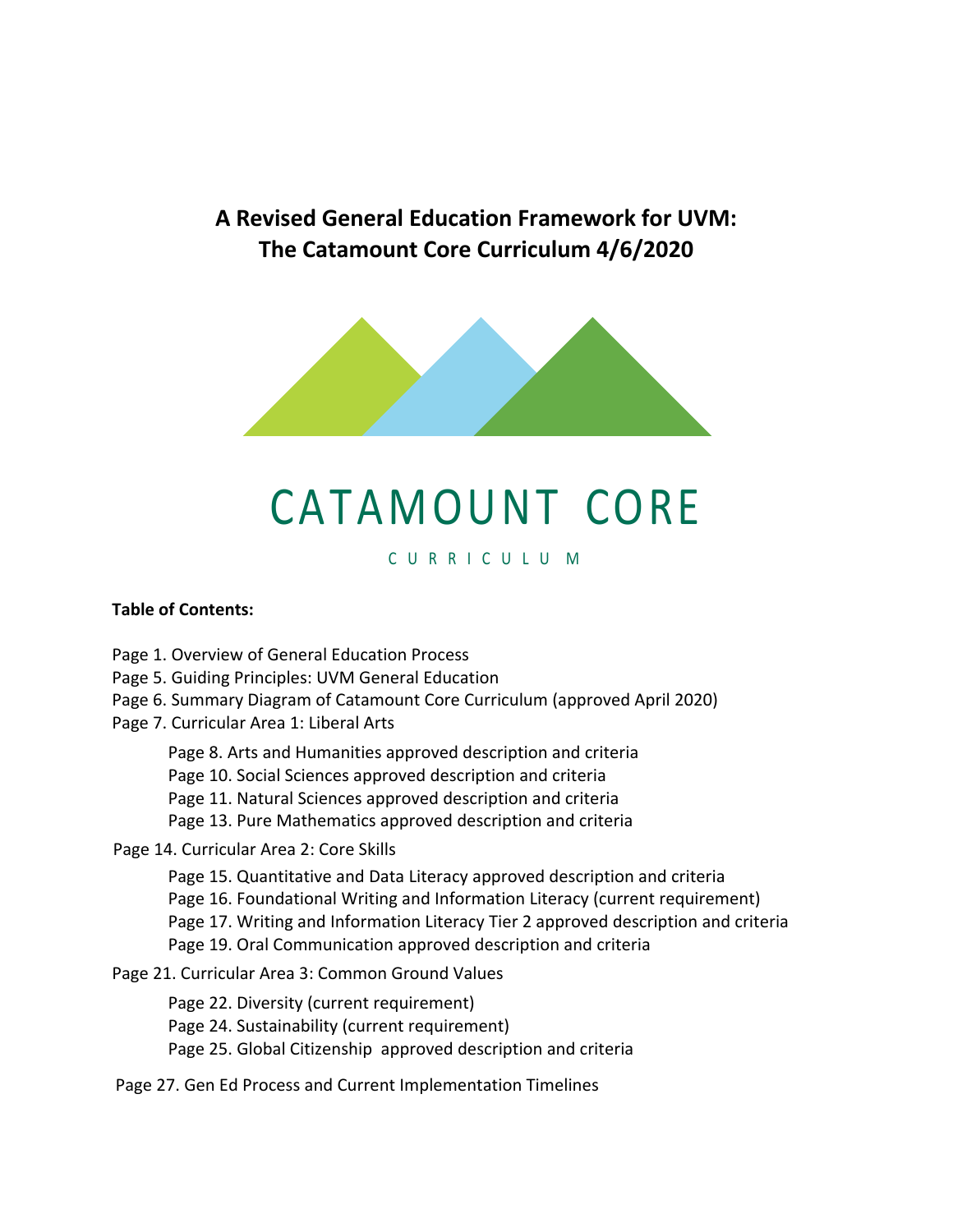# A Revised General Education Framework for UVM: The Catamount Core Curriculum 4/6/2020

CATAMOUNT CORE

CURRICULUM

**Table of Contents:**

Page 1. Overview of General Education Process

Page 5. Guiding Principles: UVM General Education

Page 6. Summary Diagram of Catamount Core Curriculum (approved April 2020)

Page 7. Curricular Area 1: Liberal Arts

- Page 8. Arts and Humanities approved description and criteria
- Page 10. Social Sciences approved description and criteria
- Page 11. Natural Sciences approved description and criteria
- Page 13. Pure Mathematics approved description and criteria

Page 14. Curricular Area 2: Core Skills

- Page 15. Quantitative and Data Literacy approved description and criteria
- Page 16. Foundational Writing and Information Literacy (current requirement)
- Page 17. Writing and Information Literacy Tier 2 approved description and criteria
- Page 19. Oral Communication approved description and criteria

Page 21. Curricular Area 3: Common Ground Values

- Page 22. Diversity (current requirement)
- Page 24. Sustainability (current requirement)
- Page 25. Global Citizenship approved description and criteria

Page 27. Gen Ed Process and Current Implementation Timelines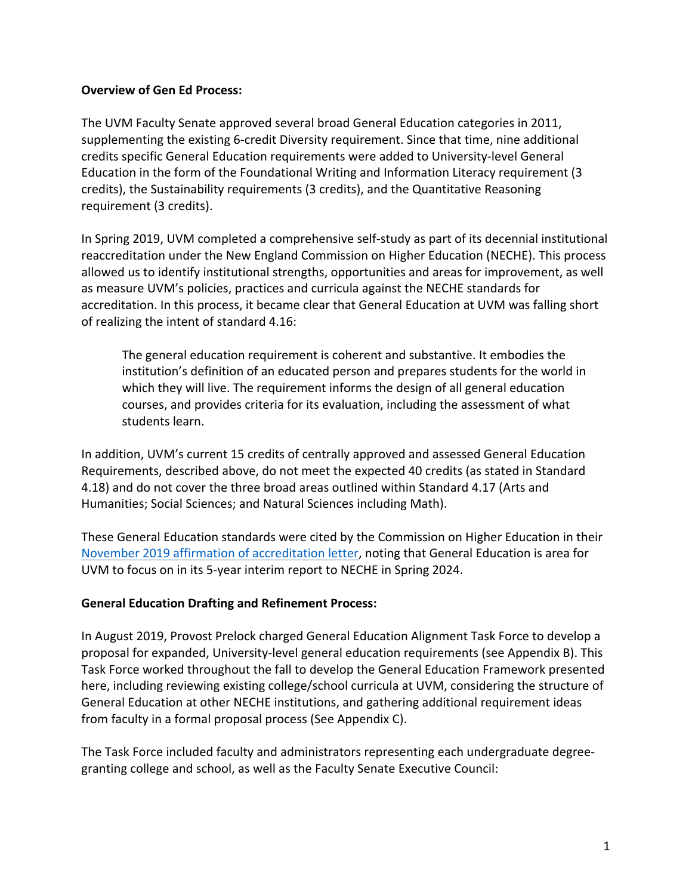**Overview of Gen Ed Process:**

The UVM Faculty Senate approved several broad General Education categories in 2011, supplementing the existing 6-credit Diversity requirement. Since that time, nine additional credits specific General Education requirements were added to University-level General Education in the form of the Foundational Writing and Information Literacy requirement (3 credits), the Sustainability requirements (3 credits), and the Quantitative Reasoning requirement (3 credits).

In Spring 2019, UVM completed a comprehensive self-study as part of its decennial institutional reaccreditation under the New England Commission on Higher Education (NECHE). This process allowed us to identify institutional strengths, opportunities and areas for improvement, as well as measure UVM's policies, practices and curricula against the NECHE standards for accreditation. In this process, it became clear that General Education at UVM was falling short of realizing the intent of standard 4.16:

> The general education requirement is coherent and substantive. It embodies the institution's definition of an educated person and prepares students for the world in which they will live. The requirement informs the design of all general education courses, and provides criteria for its evaluation, including the assessment of what students learn.

In addition, UVM's current 15 credits of centrally approved and assessed General Education Requirements, described above, do not meet the expected 40 credits (as stated in Standard 4.18) and do not cover the three broad areas outlined within Standard 4.17 (Arts and Humanities; Social Sciences; and Natural Sciences including Math).

These General Education standards were cited by the Commission on Higher Education in their November 2019 affirmation of accreditation letter, noting that General Education is area for UVM to focus on in its 5-year interim report to NECHE in Spring 2024.

**General Education Drafting and Refinement Process:**

In August 2019, Provost Prelock charged General Education Alignment Task Force to develop a proposal for expanded, University-level general education requirements (see Appendix B). This Task Force worked throughout the fall to develop the General Education Framework presented here, including reviewing existing college/school curricula at UVM, considering the structure of General Education at other NECHE institutions, and gathering additional requirement ideas from faculty in a formal proposal process (See Appendix C).

The Task Force included faculty and administrators representing each undergraduate degree-granting college and school, as well as the Faculty Senate Executive Council: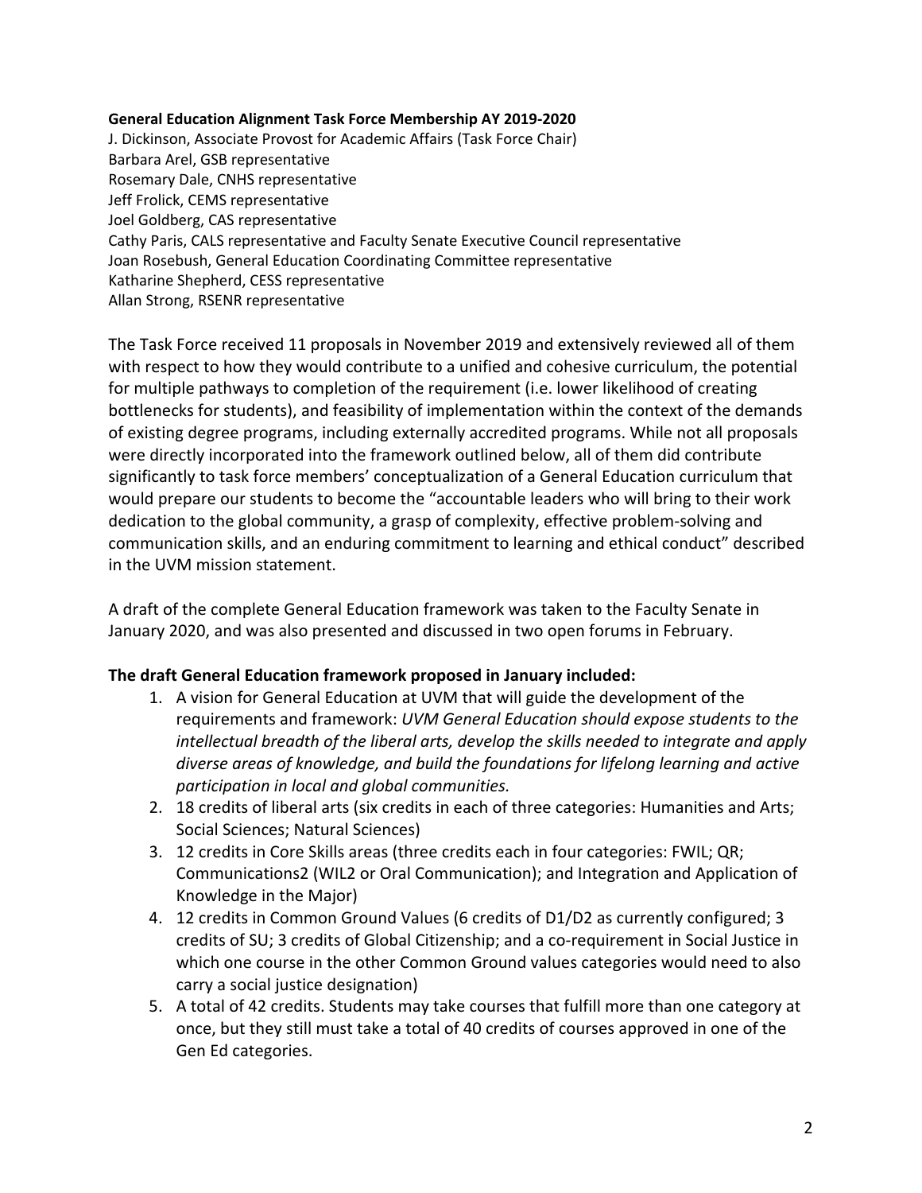**General Education Alignment Task Force Membership AY 2019-2020**
J. Dickinson, Associate Provost for Academic Affairs (Task Force Chair)
Barbara Arel, GSB representative
Rosemary Dale, CNHS representative
Jeff Frolick, CEMS representative
Joel Goldberg, CAS representative
Cathy Paris, CALS representative and Faculty Senate Executive Council representative
Joan Rosebush, General Education Coordinating Committee representative
Katharine Shepherd, CESS representative
Allan Strong, RSENR representative

The Task Force received 11 proposals in November 2019 and extensively reviewed all of them with respect to how they would contribute to a unified and cohesive curriculum, the potential for multiple pathways to completion of the requirement (i.e. lower likelihood of creating bottlenecks for students), and feasibility of implementation within the context of the demands of existing degree programs, including externally accredited programs. While not all proposals were directly incorporated into the framework outlined below, all of them did contribute significantly to task force members' conceptualization of a General Education curriculum that would prepare our students to become the "accountable leaders who will bring to their work dedication to the global community, a grasp of complexity, effective problem-solving and communication skills, and an enduring commitment to learning and ethical conduct" described in the UVM mission statement.

A draft of the complete General Education framework was taken to the Faculty Senate in January 2020, and was also presented and discussed in two open forums in February.

**The draft General Education framework proposed in January included:**

1. A vision for General Education at UVM that will guide the development of the requirements and framework: *UVM General Education should expose students to the intellectual breadth of the liberal arts, develop the skills needed to integrate and apply diverse areas of knowledge, and build the foundations for lifelong learning and active participation in local and global communities.*
2. 18 credits of liberal arts (six credits in each of three categories: Humanities and Arts; Social Sciences; Natural Sciences)
3. 12 credits in Core Skills areas (three credits each in four categories: FWIL; QR; Communications2 (WIL2 or Oral Communication); and Integration and Application of Knowledge in the Major)
4. 12 credits in Common Ground Values (6 credits of D1/D2 as currently configured; 3 credits of SU; 3 credits of Global Citizenship; and a co-requirement in Social Justice in which one course in the other Common Ground values categories would need to also carry a social justice designation)
5. A total of 42 credits. Students may take courses that fulfill more than one category at once, but they still must take a total of 40 credits of courses approved in one of the Gen Ed categories.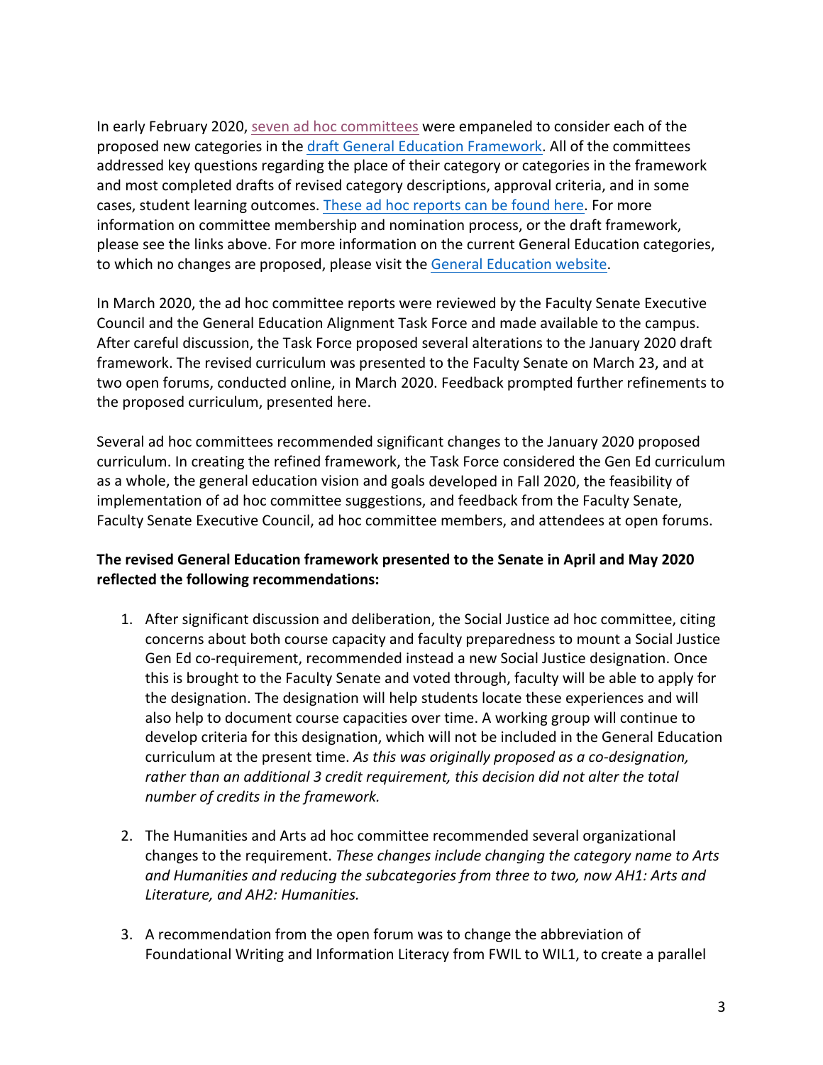In early February 2020, [seven ad hoc committees]() were empaneled to consider each of the proposed new categories in the [draft General Education Framework](). All of the committees addressed key questions regarding the place of their category or categories in the framework and most completed drafts of revised category descriptions, approval criteria, and in some cases, student learning outcomes. [These ad hoc reports can be found here](). For more information on committee membership and nomination process, or the draft framework, please see the links above. For more information on the current General Education categories, to which no changes are proposed, please visit the [General Education website]().

In March 2020, the ad hoc committee reports were reviewed by the Faculty Senate Executive Council and the General Education Alignment Task Force and made available to the campus. After careful discussion, the Task Force proposed several alterations to the January 2020 draft framework. The revised curriculum was presented to the Faculty Senate on March 23, and at two open forums, conducted online, in March 2020. Feedback prompted further refinements to the proposed curriculum, presented here.

Several ad hoc committees recommended significant changes to the January 2020 proposed curriculum. In creating the refined framework, the Task Force considered the Gen Ed curriculum as a whole, the general education vision and goals developed in Fall 2020, the feasibility of implementation of ad hoc committee suggestions, and feedback from the Faculty Senate, Faculty Senate Executive Council, ad hoc committee members, and attendees at open forums.

**The revised General Education framework presented to the Senate in April and May 2020 reflected the following recommendations:**

1. After significant discussion and deliberation, the Social Justice ad hoc committee, citing concerns about both course capacity and faculty preparedness to mount a Social Justice Gen Ed co-requirement, recommended instead a new Social Justice designation. Once this is brought to the Faculty Senate and voted through, faculty will be able to apply for the designation. The designation will help students locate these experiences and will also help to document course capacities over time. A working group will continue to develop criteria for this designation, which will not be included in the General Education curriculum at the present time. *As this was originally proposed as a co-designation, rather than an additional 3 credit requirement, this decision did not alter the total number of credits in the framework.*

2. The Humanities and Arts ad hoc committee recommended several organizational changes to the requirement. *These changes include changing the category name to Arts and Humanities and reducing the subcategories from three to two, now AH1: Arts and Literature, and AH2: Humanities.*

3. A recommendation from the open forum was to change the abbreviation of Foundational Writing and Information Literacy from FWIL to WIL1, to create a parallel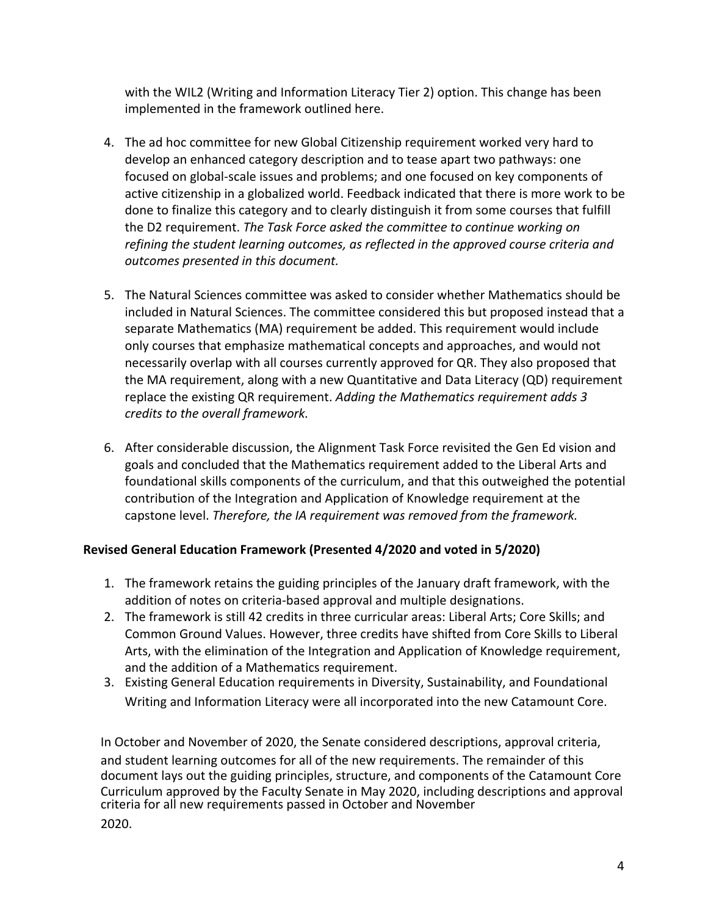with the WIL2 (Writing and Information Literacy Tier 2) option. This change has been implemented in the framework outlined here.

4. The ad hoc committee for new Global Citizenship requirement worked very hard to develop an enhanced category description and to tease apart two pathways: one focused on global-scale issues and problems; and one focused on key components of active citizenship in a globalized world. Feedback indicated that there is more work to be done to finalize this category and to clearly distinguish it from some courses that fulfill the D2 requirement. *The Task Force asked the committee to continue working on refining the student learning outcomes, as reflected in the approved course criteria and outcomes presented in this document.*

5. The Natural Sciences committee was asked to consider whether Mathematics should be included in Natural Sciences. The committee considered this but proposed instead that a separate Mathematics (MA) requirement be added. This requirement would include only courses that emphasize mathematical concepts and approaches, and would not necessarily overlap with all courses currently approved for QR. They also proposed that the MA requirement, along with a new Quantitative and Data Literacy (QD) requirement replace the existing QR requirement. *Adding the Mathematics requirement adds 3 credits to the overall framework.*

6. After considerable discussion, the Alignment Task Force revisited the Gen Ed vision and goals and concluded that the Mathematics requirement added to the Liberal Arts and foundational skills components of the curriculum, and that this outweighed the potential contribution of the Integration and Application of Knowledge requirement at the capstone level. *Therefore, the IA requirement was removed from the framework.*

**Revised General Education Framework (Presented 4/2020 and voted in 5/2020)**

1. The framework retains the guiding principles of the January draft framework, with the addition of notes on criteria-based approval and multiple designations.
2. The framework is still 42 credits in three curricular areas: Liberal Arts; Core Skills; and Common Ground Values. However, three credits have shifted from Core Skills to Liberal Arts, with the elimination of the Integration and Application of Knowledge requirement, and the addition of a Mathematics requirement.
3. Existing General Education requirements in Diversity, Sustainability, and Foundational Writing and Information Literacy were all incorporated into the new Catamount Core.

In October and November of 2020, the Senate considered descriptions, approval criteria, and student learning outcomes for all of the new requirements. The remainder of this document lays out the guiding principles, structure, and components of the Catamount Core Curriculum approved by the Faculty Senate in May 2020, including descriptions and approval criteria for all new requirements passed in October and November 2020.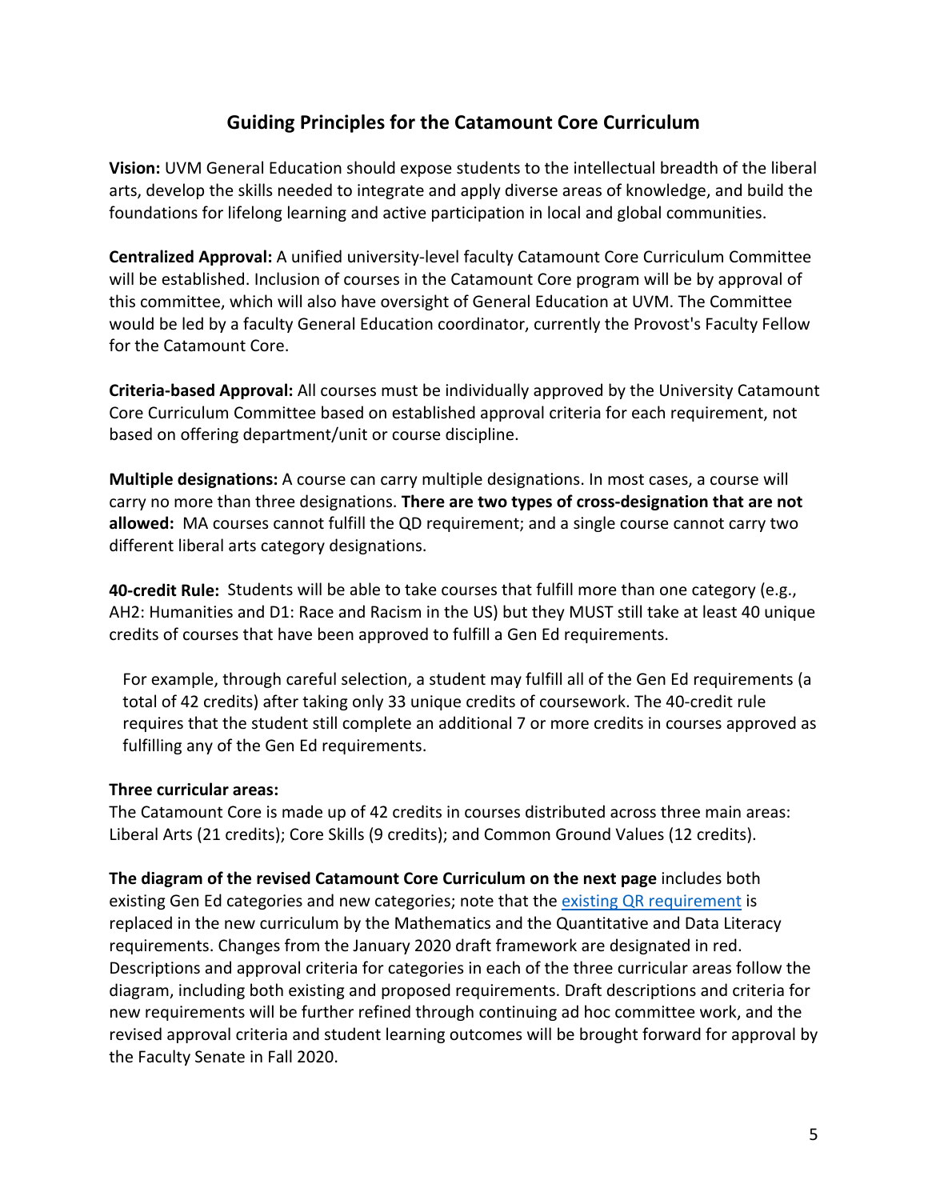## Guiding Principles for the Catamount Core Curriculum

**Vision:** UVM General Education should expose students to the intellectual breadth of the liberal arts, develop the skills needed to integrate and apply diverse areas of knowledge, and build the foundations for lifelong learning and active participation in local and global communities.

**Centralized Approval:** A unified university-level faculty Catamount Core Curriculum Committee will be established. Inclusion of courses in the Catamount Core program will be by approval of this committee, which will also have oversight of General Education at UVM. The Committee would be led by a faculty General Education coordinator, currently the Provost's Faculty Fellow for the Catamount Core.

**Criteria-based Approval:** All courses must be individually approved by the University Catamount Core Curriculum Committee based on established approval criteria for each requirement, not based on offering department/unit or course discipline.

**Multiple designations:** A course can carry multiple designations. In most cases, a course will carry no more than three designations. **There are two types of cross-designation that are not allowed:** MA courses cannot fulfill the QD requirement; and a single course cannot carry two different liberal arts category designations.

**40-credit Rule:** Students will be able to take courses that fulfill more than one category (e.g., AH2: Humanities and D1: Race and Racism in the US) but they MUST still take at least 40 unique credits of courses that have been approved to fulfill a Gen Ed requirements.

> For example, through careful selection, a student may fulfill all of the Gen Ed requirements (a total of 42 credits) after taking only 33 unique credits of coursework. The 40-credit rule requires that the student still complete an additional 7 or more credits in courses approved as fulfilling any of the Gen Ed requirements.

**Three curricular areas:**
The Catamount Core is made up of 42 credits in courses distributed across three main areas: Liberal Arts (21 credits); Core Skills (9 credits); and Common Ground Values (12 credits).

**The diagram of the revised Catamount Core Curriculum on the next page** includes both existing Gen Ed categories and new categories; note that the existing QR requirement is replaced in the new curriculum by the Mathematics and the Quantitative and Data Literacy requirements. Changes from the January 2020 draft framework are designated in red. Descriptions and approval criteria for categories in each of the three curricular areas follow the diagram, including both existing and proposed requirements. Draft descriptions and criteria for new requirements will be further refined through continuing ad hoc committee work, and the revised approval criteria and student learning outcomes will be brought forward for approval by the Faculty Senate in Fall 2020.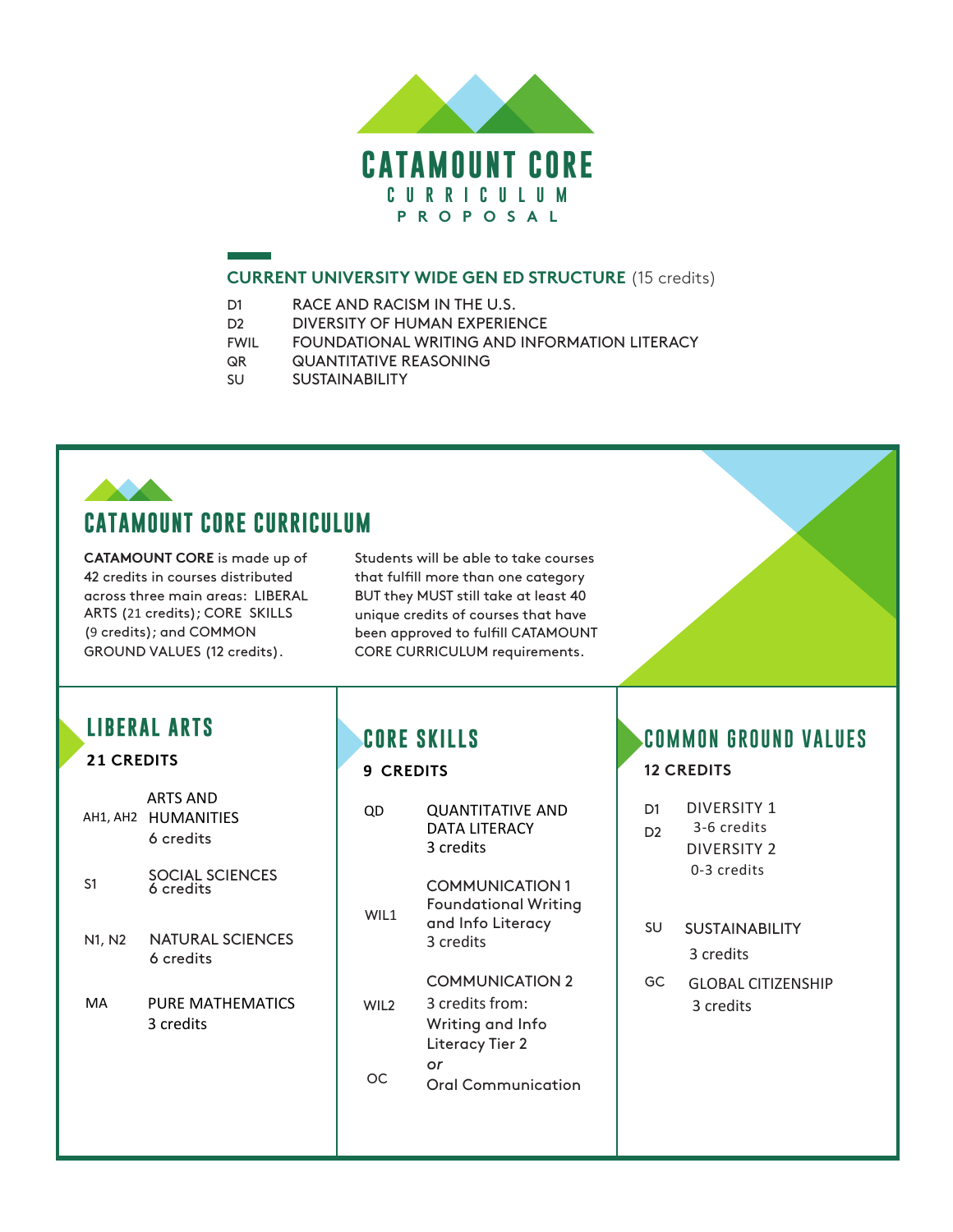# CATAMOUNT CORE

CURRICULUM

PROPOSAL

## CURRENT UNIVERSITY WIDE GEN ED STRUCTURE (15 credits)

| | |
|---|---|
| D1 | RACE AND RACISM IN THE U.S. |
| D2 | DIVERSITY OF HUMAN EXPERIENCE |
| FWIL | FOUNDATIONAL WRITING AND INFORMATION LITERACY |
| QR | QUANTITATIVE REASONING |
| SU | SUSTAINABILITY |

## CATAMOUNT CORE CURRICULUM

**CATAMOUNT CORE** is made up of 42 credits in courses distributed across three main areas: LIBERAL ARTS (21 credits); CORE SKILLS (9 credits); and COMMON GROUND VALUES (12 credits).

Students will be able to take courses that fulfill more than one category BUT they MUST still take at least 40 unique credits of courses that have been approved to fulfill CATAMOUNT CORE CURRICULUM requirements.

### LIBERAL ARTS

**21 CREDITS**

| | |
|---|---|
| AH1, AH2 | ARTS AND HUMANITIES<br>6 credits |
| S1 | SOCIAL SCIENCES<br>6 credits |
| N1, N2 | NATURAL SCIENCES<br>6 credits |
| MA | PURE MATHEMATICS<br>3 credits |

### CORE SKILLS

**9 CREDITS**

| | |
|---|---|
| QD | QUANTITATIVE AND DATA LITERACY<br>3 credits |
| WIL1 | COMMUNICATION 1<br>Foundational Writing and Info Literacy<br>3 credits |
| WIL2 | COMMUNICATION 2<br>3 credits from:<br>Writing and Info Literacy Tier 2 |
| | *or* |
| OC | Oral Communication |

### COMMON GROUND VALUES

**12 CREDITS**

| | |
|---|---|
| D1 | DIVERSITY 1<br>3-6 credits |
| D2 | DIVERSITY 2<br>0-3 credits |
| SU | SUSTAINABILITY<br>3 credits |
| GC | GLOBAL CITIZENSHIP<br>3 credits |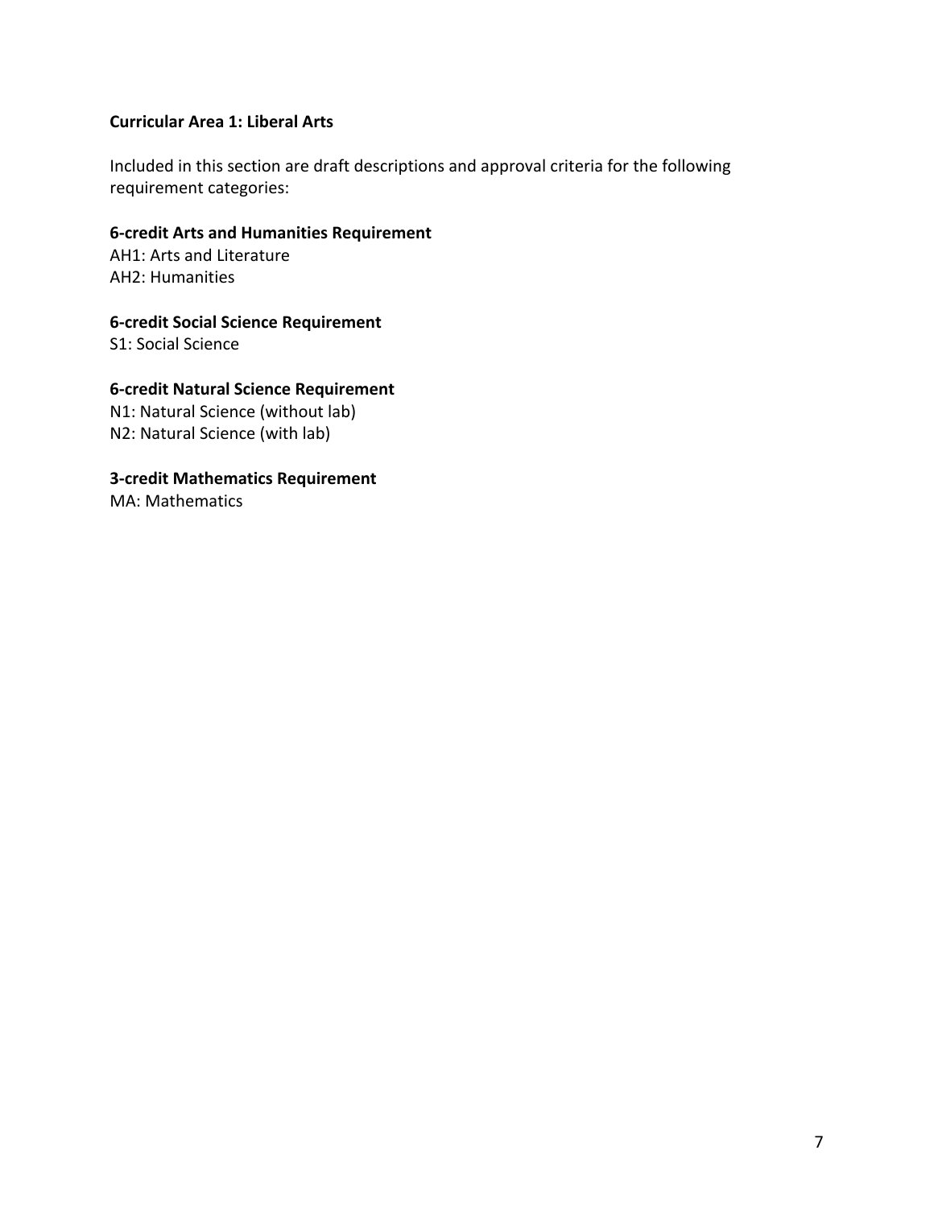## Curricular Area 1: Liberal Arts

Included in this section are draft descriptions and approval criteria for the following requirement categories:

**6-credit Arts and Humanities Requirement**
AH1: Arts and Literature
AH2: Humanities

**6-credit Social Science Requirement**
S1: Social Science

**6-credit Natural Science Requirement**
N1: Natural Science (without lab)
N2: Natural Science (with lab)

**3-credit Mathematics Requirement**
MA: Mathematics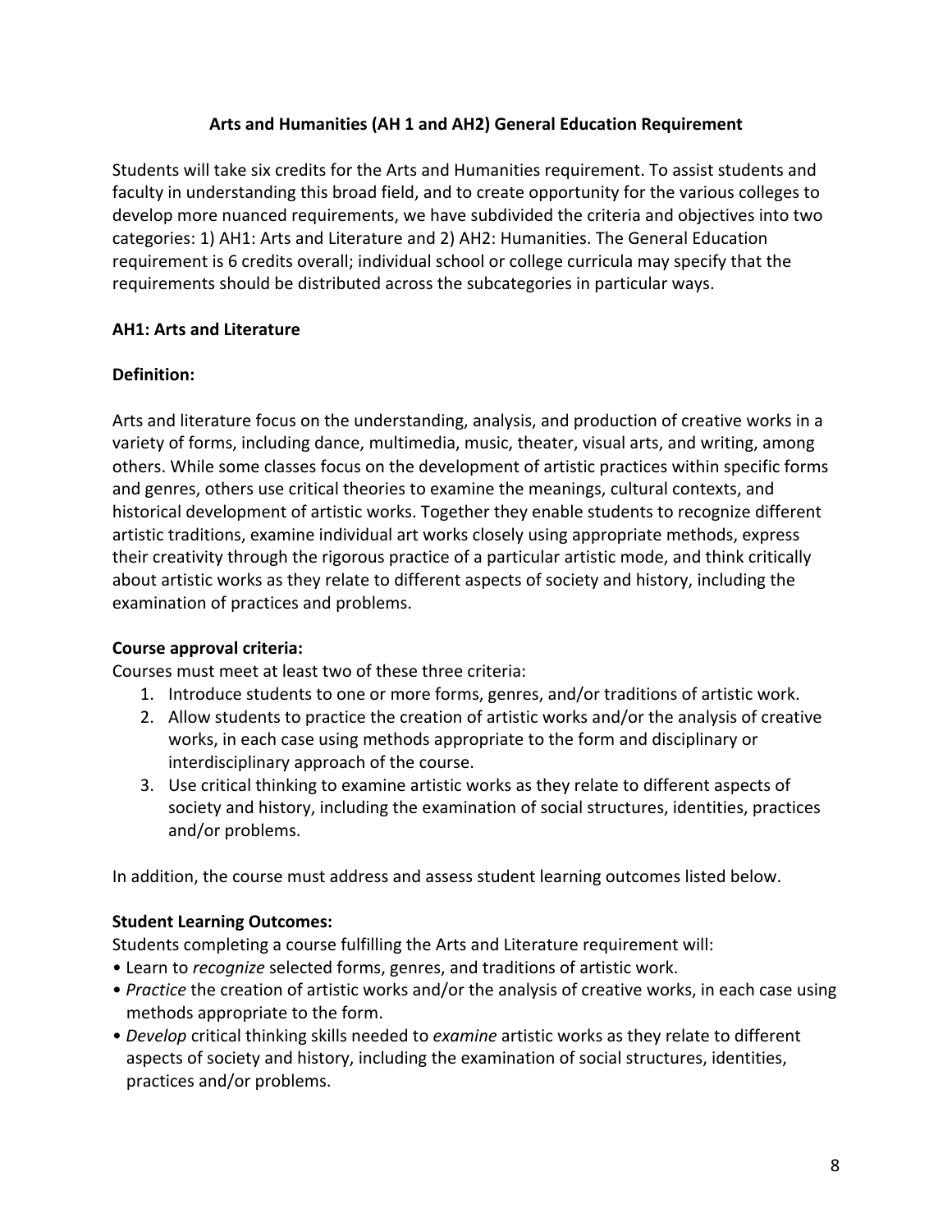## Arts and Humanities (AH 1 and AH2) General Education Requirement

Students will take six credits for the Arts and Humanities requirement. To assist students and faculty in understanding this broad field, and to create opportunity for the various colleges to develop more nuanced requirements, we have subdivided the criteria and objectives into two categories: 1) AH1: Arts and Literature and 2) AH2: Humanities. The General Education requirement is 6 credits overall; individual school or college curricula may specify that the requirements should be distributed across the subcategories in particular ways.

### AH1: Arts and Literature

**Definition:**

Arts and literature focus on the understanding, analysis, and production of creative works in a variety of forms, including dance, multimedia, music, theater, visual arts, and writing, among others. While some classes focus on the development of artistic practices within specific forms and genres, others use critical theories to examine the meanings, cultural contexts, and historical development of artistic works. Together they enable students to recognize different artistic traditions, examine individual art works closely using appropriate methods, express their creativity through the rigorous practice of a particular artistic mode, and think critically about artistic works as they relate to different aspects of society and history, including the examination of practices and problems.

**Course approval criteria:**

Courses must meet at least two of these three criteria:

1. Introduce students to one or more forms, genres, and/or traditions of artistic work.
2. Allow students to practice the creation of artistic works and/or the analysis of creative works, in each case using methods appropriate to the form and disciplinary or interdisciplinary approach of the course.
3. Use critical thinking to examine artistic works as they relate to different aspects of society and history, including the examination of social structures, identities, practices and/or problems.

In addition, the course must address and assess student learning outcomes listed below.

**Student Learning Outcomes:**

Students completing a course fulfilling the Arts and Literature requirement will:

- Learn to *recognize* selected forms, genres, and traditions of artistic work.
- *Practice* the creation of artistic works and/or the analysis of creative works, in each case using methods appropriate to the form.
- *Develop* critical thinking skills needed to *examine* artistic works as they relate to different aspects of society and history, including the examination of social structures, identities, practices and/or problems.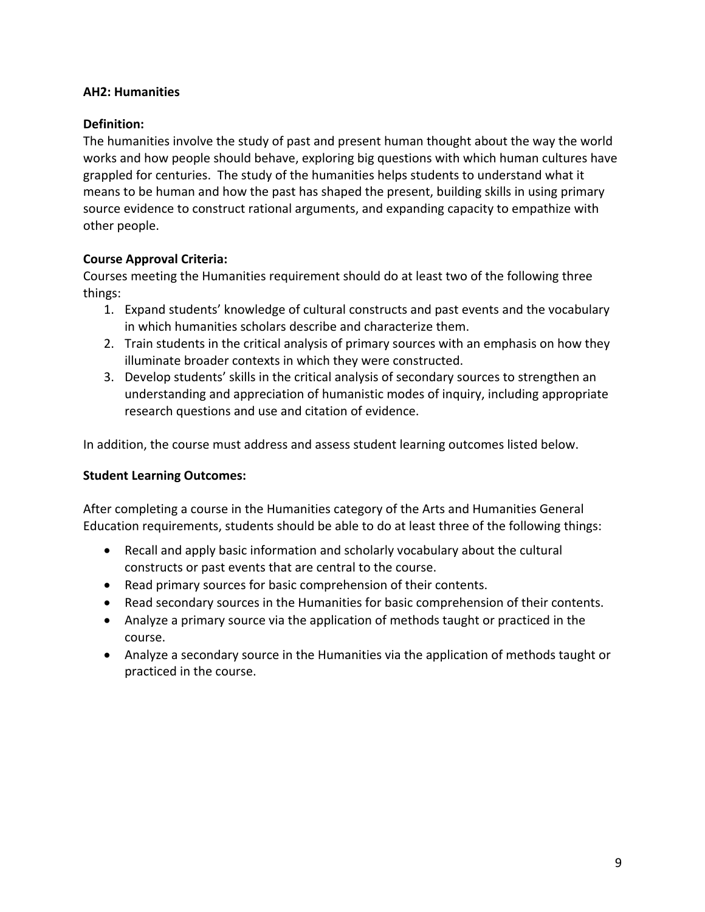### AH2: Humanities

**Definition:**
The humanities involve the study of past and present human thought about the way the world works and how people should behave, exploring big questions with which human cultures have grappled for centuries. The study of the humanities helps students to understand what it means to be human and how the past has shaped the present, building skills in using primary source evidence to construct rational arguments, and expanding capacity to empathize with other people.

**Course Approval Criteria:**
Courses meeting the Humanities requirement should do at least two of the following three things:

1. Expand students' knowledge of cultural constructs and past events and the vocabulary in which humanities scholars describe and characterize them.
2. Train students in the critical analysis of primary sources with an emphasis on how they illuminate broader contexts in which they were constructed.
3. Develop students' skills in the critical analysis of secondary sources to strengthen an understanding and appreciation of humanistic modes of inquiry, including appropriate research questions and use and citation of evidence.

In addition, the course must address and assess student learning outcomes listed below.

**Student Learning Outcomes:**

After completing a course in the Humanities category of the Arts and Humanities General Education requirements, students should be able to do at least three of the following things:

- Recall and apply basic information and scholarly vocabulary about the cultural constructs or past events that are central to the course.
- Read primary sources for basic comprehension of their contents.
- Read secondary sources in the Humanities for basic comprehension of their contents.
- Analyze a primary source via the application of methods taught or practiced in the course.
- Analyze a secondary source in the Humanities via the application of methods taught or practiced in the course.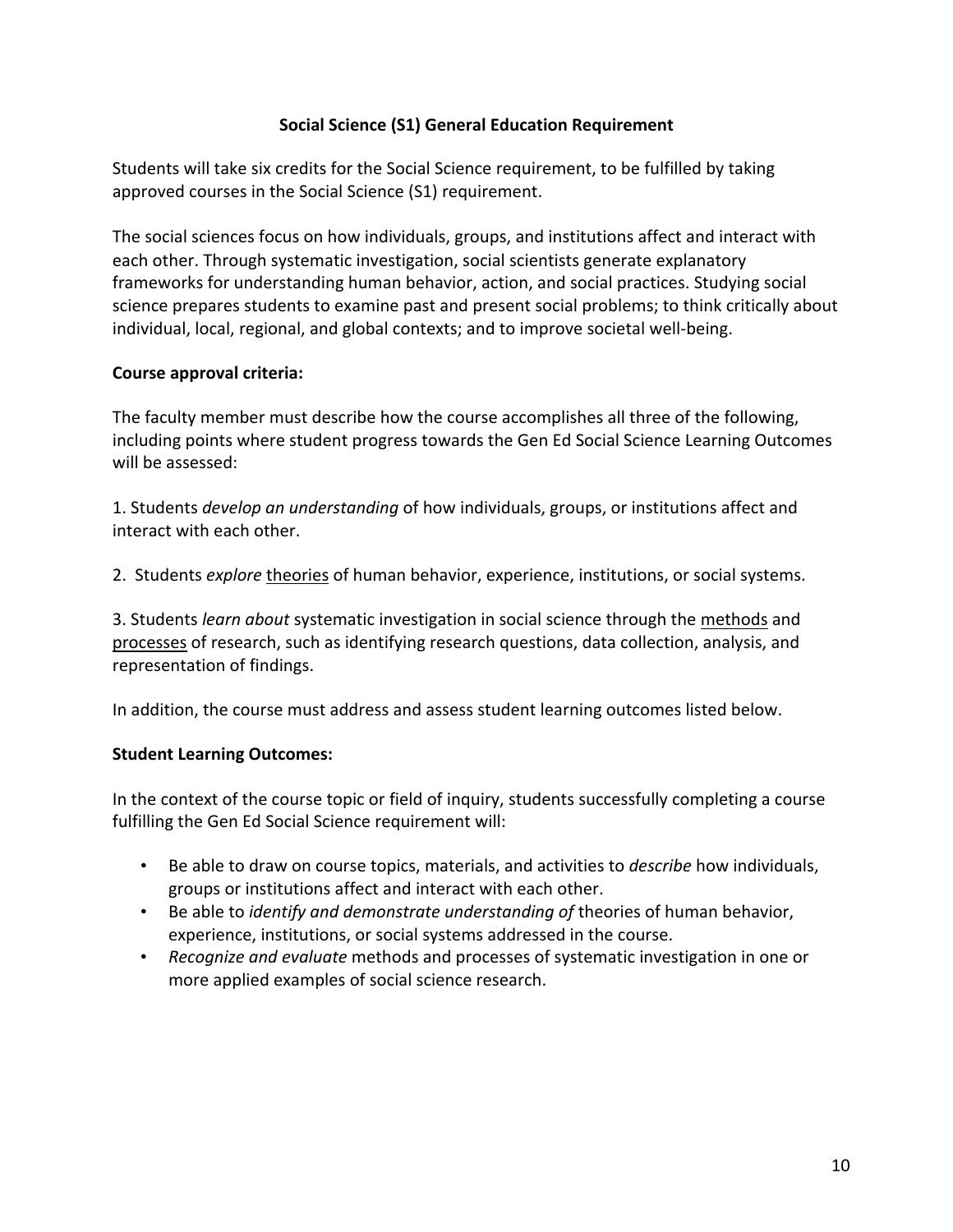## Social Science (S1) General Education Requirement

Students will take six credits for the Social Science requirement, to be fulfilled by taking approved courses in the Social Science (S1) requirement.

The social sciences focus on how individuals, groups, and institutions affect and interact with each other. Through systematic investigation, social scientists generate explanatory frameworks for understanding human behavior, action, and social practices. Studying social science prepares students to examine past and present social problems; to think critically about individual, local, regional, and global contexts; and to improve societal well-being.

**Course approval criteria:**

The faculty member must describe how the course accomplishes all three of the following, including points where student progress towards the Gen Ed Social Science Learning Outcomes will be assessed:

1. Students *develop an understanding* of how individuals, groups, or institutions affect and interact with each other.

2. Students *explore* <u>theories</u> of human behavior, experience, institutions, or social systems.

3. Students *learn about* systematic investigation in social science through the <u>methods</u> and <u>processes</u> of research, such as identifying research questions, data collection, analysis, and representation of findings.

In addition, the course must address and assess student learning outcomes listed below.

**Student Learning Outcomes:**

In the context of the course topic or field of inquiry, students successfully completing a course fulfilling the Gen Ed Social Science requirement will:

- Be able to draw on course topics, materials, and activities to *describe* how individuals, groups or institutions affect and interact with each other.
- Be able to *identify and demonstrate understanding of* theories of human behavior, experience, institutions, or social systems addressed in the course.
- *Recognize and evaluate* methods and processes of systematic investigation in one or more applied examples of social science research.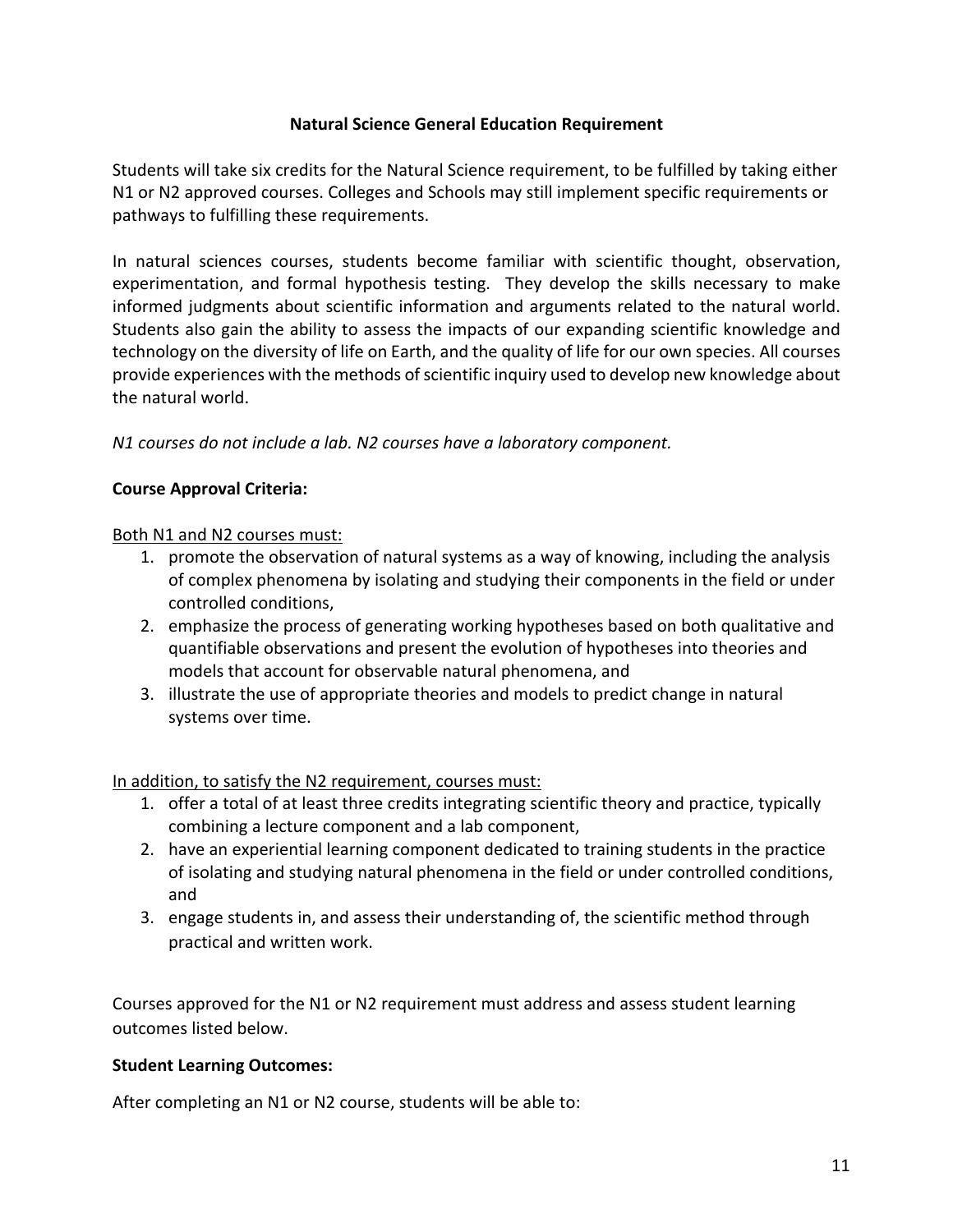## Natural Science General Education Requirement

Students will take six credits for the Natural Science requirement, to be fulfilled by taking either N1 or N2 approved courses. Colleges and Schools may still implement specific requirements or pathways to fulfilling these requirements.

In natural sciences courses, students become familiar with scientific thought, observation, experimentation, and formal hypothesis testing. They develop the skills necessary to make informed judgments about scientific information and arguments related to the natural world. Students also gain the ability to assess the impacts of our expanding scientific knowledge and technology on the diversity of life on Earth, and the quality of life for our own species. All courses provide experiences with the methods of scientific inquiry used to develop new knowledge about the natural world.

*N1 courses do not include a lab. N2 courses have a laboratory component.*

### Course Approval Criteria:

Both N1 and N2 courses must:

1. promote the observation of natural systems as a way of knowing, including the analysis of complex phenomena by isolating and studying their components in the field or under controlled conditions,
2. emphasize the process of generating working hypotheses based on both qualitative and quantifiable observations and present the evolution of hypotheses into theories and models that account for observable natural phenomena, and
3. illustrate the use of appropriate theories and models to predict change in natural systems over time.

In addition, to satisfy the N2 requirement, courses must:

1. offer a total of at least three credits integrating scientific theory and practice, typically combining a lecture component and a lab component,
2. have an experiential learning component dedicated to training students in the practice of isolating and studying natural phenomena in the field or under controlled conditions, and
3. engage students in, and assess their understanding of, the scientific method through practical and written work.

Courses approved for the N1 or N2 requirement must address and assess student learning outcomes listed below.

### Student Learning Outcomes:

After completing an N1 or N2 course, students will be able to: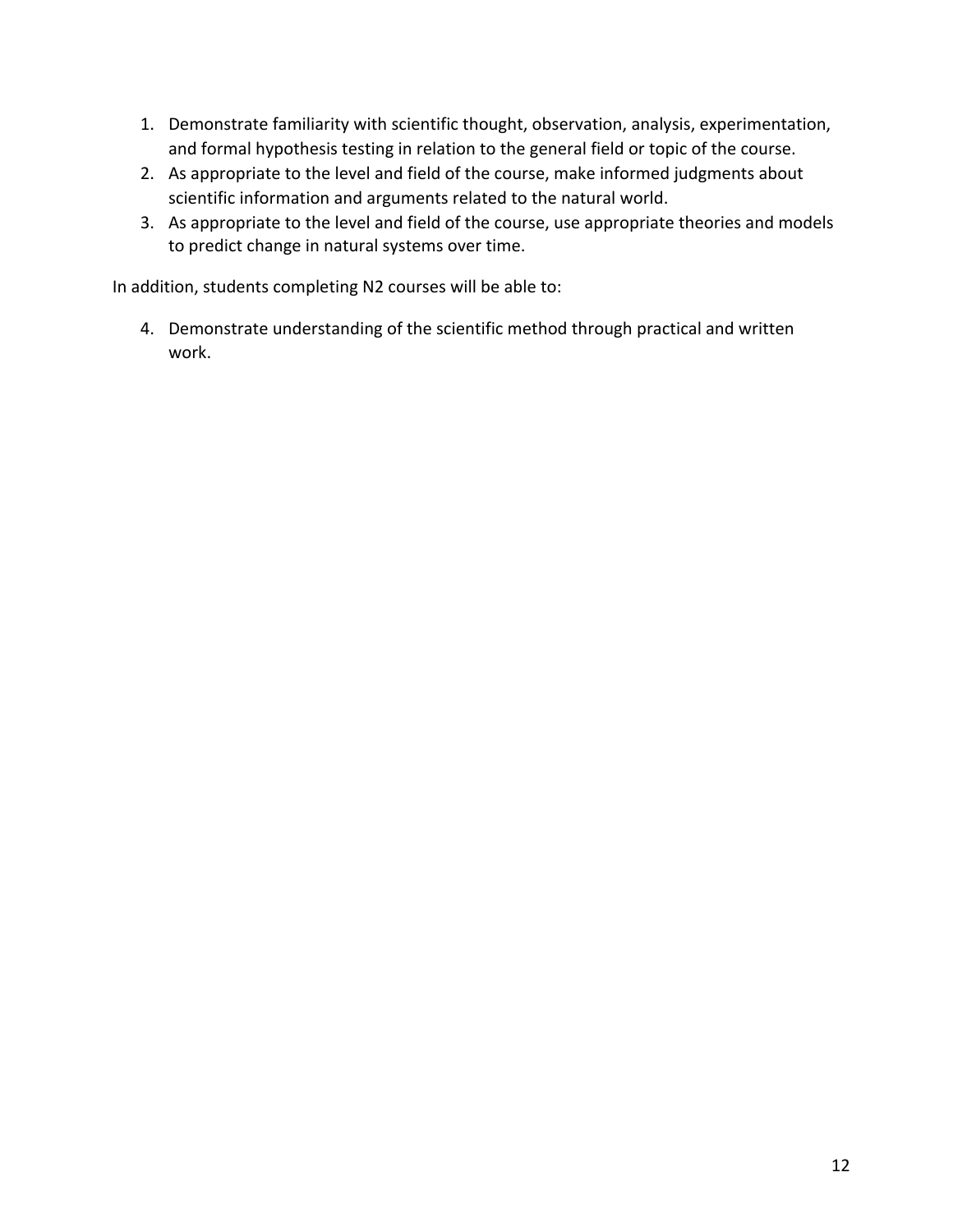1. Demonstrate familiarity with scientific thought, observation, analysis, experimentation, and formal hypothesis testing in relation to the general field or topic of the course.
2. As appropriate to the level and field of the course, make informed judgments about scientific information and arguments related to the natural world.
3. As appropriate to the level and field of the course, use appropriate theories and models to predict change in natural systems over time.

In addition, students completing N2 courses will be able to:

4. Demonstrate understanding of the scientific method through practical and written work.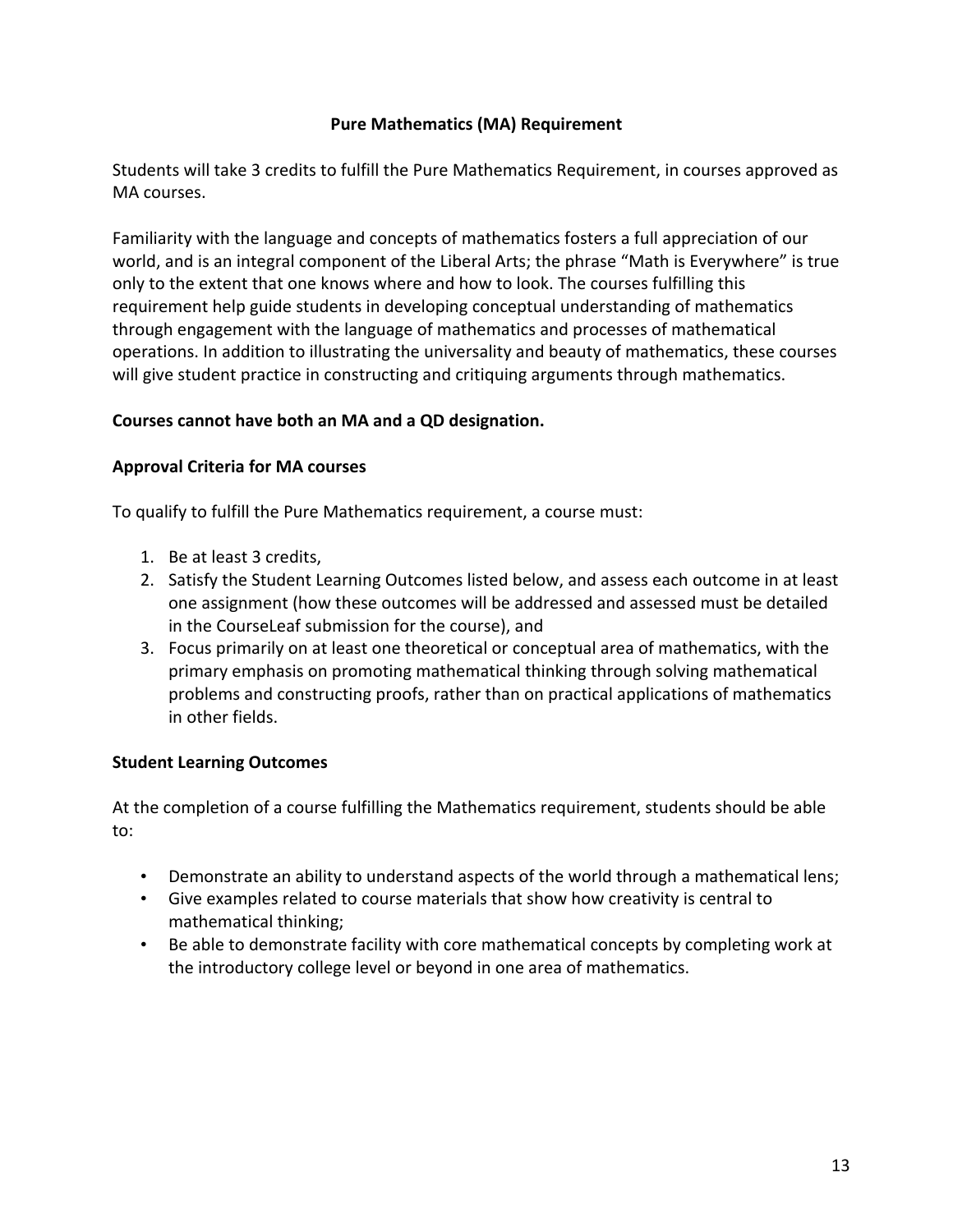## Pure Mathematics (MA) Requirement

Students will take 3 credits to fulfill the Pure Mathematics Requirement, in courses approved as MA courses.

Familiarity with the language and concepts of mathematics fosters a full appreciation of our world, and is an integral component of the Liberal Arts; the phrase "Math is Everywhere" is true only to the extent that one knows where and how to look. The courses fulfilling this requirement help guide students in developing conceptual understanding of mathematics through engagement with the language of mathematics and processes of mathematical operations. In addition to illustrating the universality and beauty of mathematics, these courses will give student practice in constructing and critiquing arguments through mathematics.

**Courses cannot have both an MA and a QD designation.**

### Approval Criteria for MA courses

To qualify to fulfill the Pure Mathematics requirement, a course must:

1. Be at least 3 credits,
2. Satisfy the Student Learning Outcomes listed below, and assess each outcome in at least one assignment (how these outcomes will be addressed and assessed must be detailed in the CourseLeaf submission for the course), and
3. Focus primarily on at least one theoretical or conceptual area of mathematics, with the primary emphasis on promoting mathematical thinking through solving mathematical problems and constructing proofs, rather than on practical applications of mathematics in other fields.

### Student Learning Outcomes

At the completion of a course fulfilling the Mathematics requirement, students should be able to:

- Demonstrate an ability to understand aspects of the world through a mathematical lens;
- Give examples related to course materials that show how creativity is central to mathematical thinking;
- Be able to demonstrate facility with core mathematical concepts by completing work at the introductory college level or beyond in one area of mathematics.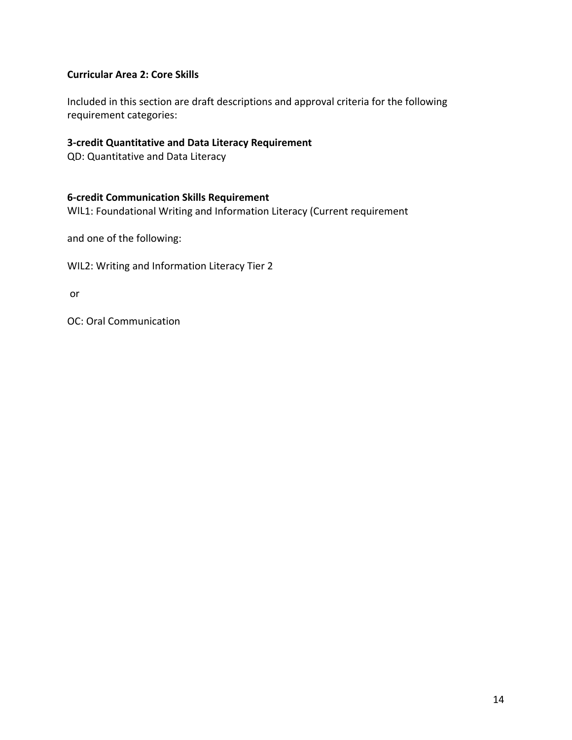**Curricular Area 2: Core Skills**

Included in this section are draft descriptions and approval criteria for the following requirement categories:

**3-credit Quantitative and Data Literacy Requirement**
QD: Quantitative and Data Literacy

**6-credit Communication Skills Requirement**
WIL1: Foundational Writing and Information Literacy (Current requirement

and one of the following:

WIL2: Writing and Information Literacy Tier 2

or

OC: Oral Communication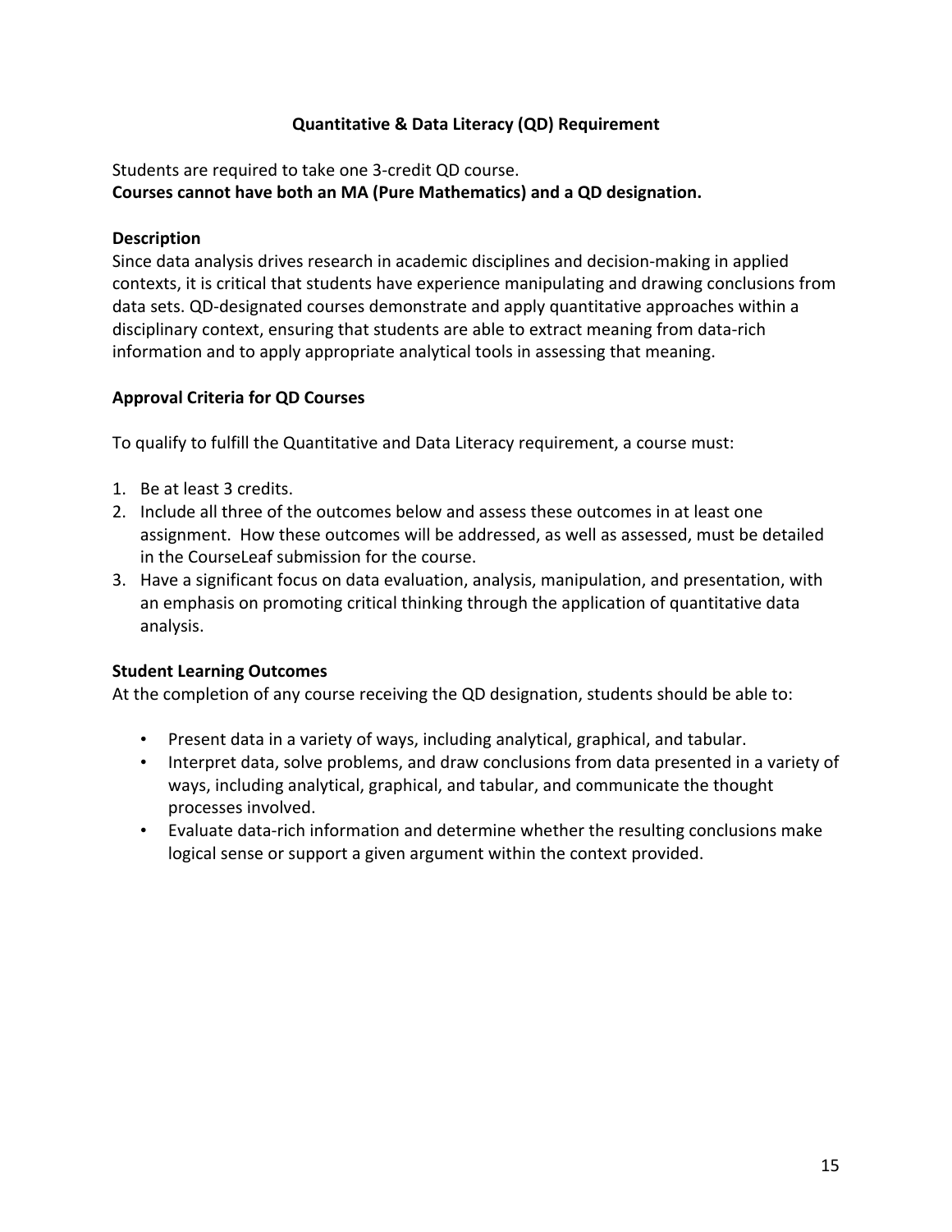# Quantitative & Data Literacy (QD) Requirement

Students are required to take one 3-credit QD course.
**Courses cannot have both an MA (Pure Mathematics) and a QD designation.**

**Description**
Since data analysis drives research in academic disciplines and decision-making in applied contexts, it is critical that students have experience manipulating and drawing conclusions from data sets. QD-designated courses demonstrate and apply quantitative approaches within a disciplinary context, ensuring that students are able to extract meaning from data-rich information and to apply appropriate analytical tools in assessing that meaning.

**Approval Criteria for QD Courses**

To qualify to fulfill the Quantitative and Data Literacy requirement, a course must:

1. Be at least 3 credits.
2. Include all three of the outcomes below and assess these outcomes in at least one assignment. How these outcomes will be addressed, as well as assessed, must be detailed in the CourseLeaf submission for the course.
3. Have a significant focus on data evaluation, analysis, manipulation, and presentation, with an emphasis on promoting critical thinking through the application of quantitative data analysis.

**Student Learning Outcomes**
At the completion of any course receiving the QD designation, students should be able to:

- Present data in a variety of ways, including analytical, graphical, and tabular.
- Interpret data, solve problems, and draw conclusions from data presented in a variety of ways, including analytical, graphical, and tabular, and communicate the thought processes involved.
- Evaluate data-rich information and determine whether the resulting conclusions make logical sense or support a given argument within the context provided.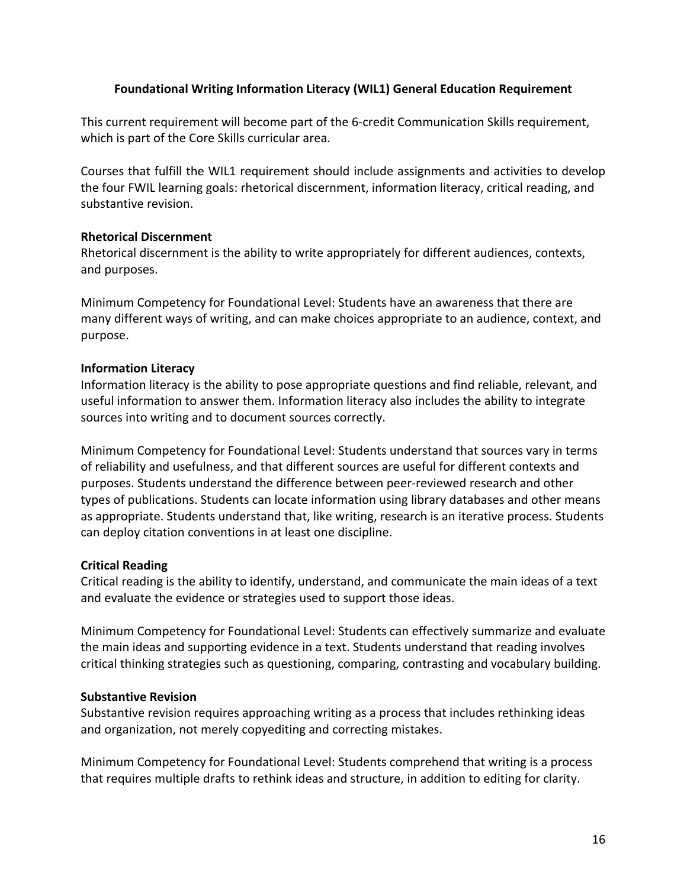## Foundational Writing Information Literacy (WIL1) General Education Requirement

This current requirement will become part of the 6-credit Communication Skills requirement, which is part of the Core Skills curricular area.

Courses that fulfill the WIL1 requirement should include assignments and activities to develop the four FWIL learning goals: rhetorical discernment, information literacy, critical reading, and substantive revision.

### Rhetorical Discernment

Rhetorical discernment is the ability to write appropriately for different audiences, contexts, and purposes.

Minimum Competency for Foundational Level: Students have an awareness that there are many different ways of writing, and can make choices appropriate to an audience, context, and purpose.

### Information Literacy

Information literacy is the ability to pose appropriate questions and find reliable, relevant, and useful information to answer them. Information literacy also includes the ability to integrate sources into writing and to document sources correctly.

Minimum Competency for Foundational Level: Students understand that sources vary in terms of reliability and usefulness, and that different sources are useful for different contexts and purposes. Students understand the difference between peer-reviewed research and other types of publications. Students can locate information using library databases and other means as appropriate. Students understand that, like writing, research is an iterative process. Students can deploy citation conventions in at least one discipline.

### Critical Reading

Critical reading is the ability to identify, understand, and communicate the main ideas of a text and evaluate the evidence or strategies used to support those ideas.

Minimum Competency for Foundational Level: Students can effectively summarize and evaluate the main ideas and supporting evidence in a text. Students understand that reading involves critical thinking strategies such as questioning, comparing, contrasting and vocabulary building.

### Substantive Revision

Substantive revision requires approaching writing as a process that includes rethinking ideas and organization, not merely copyediting and correcting mistakes.

Minimum Competency for Foundational Level: Students comprehend that writing is a process that requires multiple drafts to rethink ideas and structure, in addition to editing for clarity.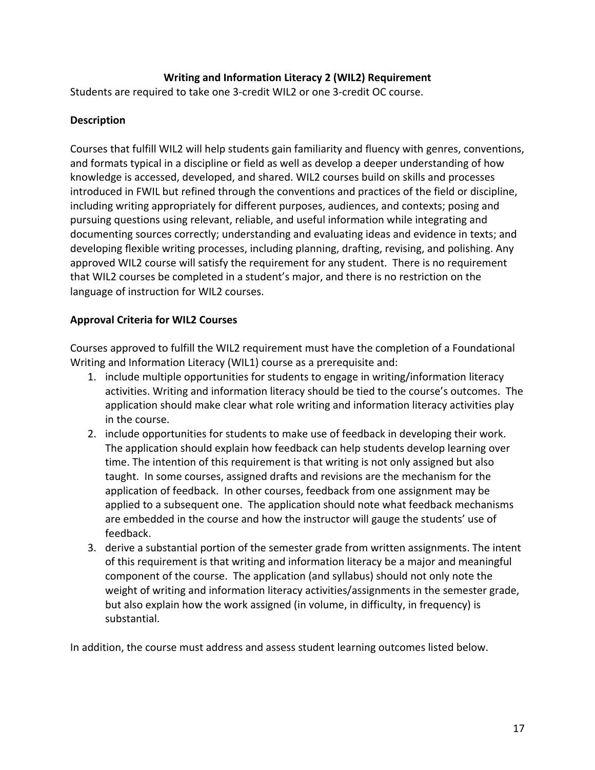## Writing and Information Literacy 2 (WIL2) Requirement

Students are required to take one 3-credit WIL2 or one 3-credit OC course.

### Description

Courses that fulfill WIL2 will help students gain familiarity and fluency with genres, conventions, and formats typical in a discipline or field as well as develop a deeper understanding of how knowledge is accessed, developed, and shared. WIL2 courses build on skills and processes introduced in FWIL but refined through the conventions and practices of the field or discipline, including writing appropriately for different purposes, audiences, and contexts; posing and pursuing questions using relevant, reliable, and useful information while integrating and documenting sources correctly; understanding and evaluating ideas and evidence in texts; and developing flexible writing processes, including planning, drafting, revising, and polishing. Any approved WIL2 course will satisfy the requirement for any student. There is no requirement that WIL2 courses be completed in a student's major, and there is no restriction on the language of instruction for WIL2 courses.

### Approval Criteria for WIL2 Courses

Courses approved to fulfill the WIL2 requirement must have the completion of a Foundational Writing and Information Literacy (WIL1) course as a prerequisite and:

1. include multiple opportunities for students to engage in writing/information literacy activities. Writing and information literacy should be tied to the course's outcomes. The application should make clear what role writing and information literacy activities play in the course.
2. include opportunities for students to make use of feedback in developing their work. The application should explain how feedback can help students develop learning over time. The intention of this requirement is that writing is not only assigned but also taught. In some courses, assigned drafts and revisions are the mechanism for the application of feedback. In other courses, feedback from one assignment may be applied to a subsequent one. The application should note what feedback mechanisms are embedded in the course and how the instructor will gauge the students' use of feedback.
3. derive a substantial portion of the semester grade from written assignments. The intent of this requirement is that writing and information literacy be a major and meaningful component of the course. The application (and syllabus) should not only note the weight of writing and information literacy activities/assignments in the semester grade, but also explain how the work assigned (in volume, in difficulty, in frequency) is substantial.

In addition, the course must address and assess student learning outcomes listed below.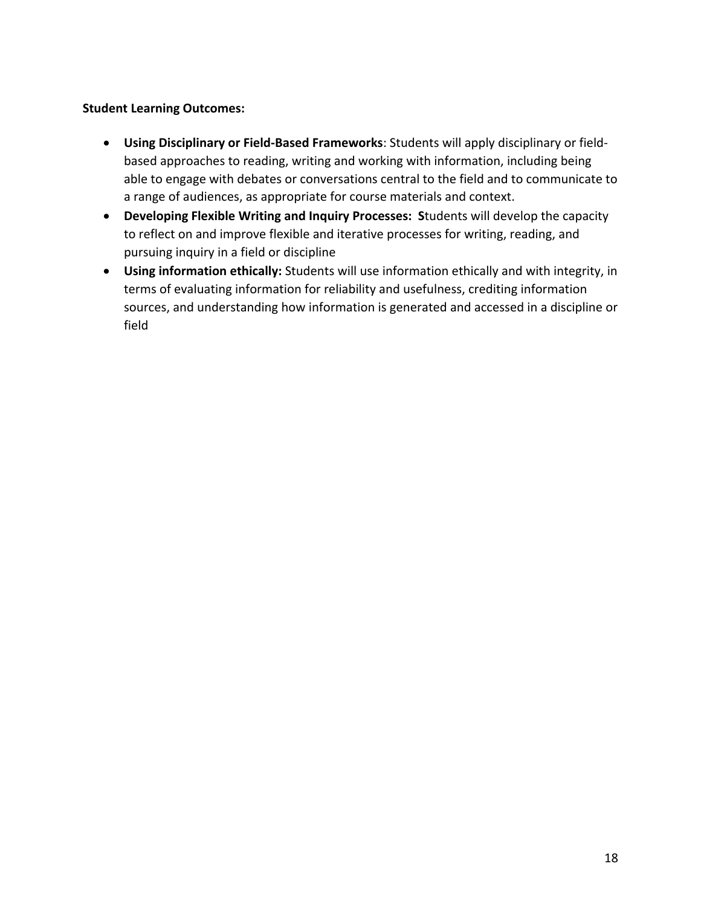**Student Learning Outcomes:**

- **Using Disciplinary or Field-Based Frameworks**: Students will apply disciplinary or field-based approaches to reading, writing and working with information, including being able to engage with debates or conversations central to the field and to communicate to a range of audiences, as appropriate for course materials and context.
- **Developing Flexible Writing and Inquiry Processes: S**tudents will develop the capacity to reflect on and improve flexible and iterative processes for writing, reading, and pursuing inquiry in a field or discipline
- **Using information ethically:** Students will use information ethically and with integrity, in terms of evaluating information for reliability and usefulness, crediting information sources, and understanding how information is generated and accessed in a discipline or field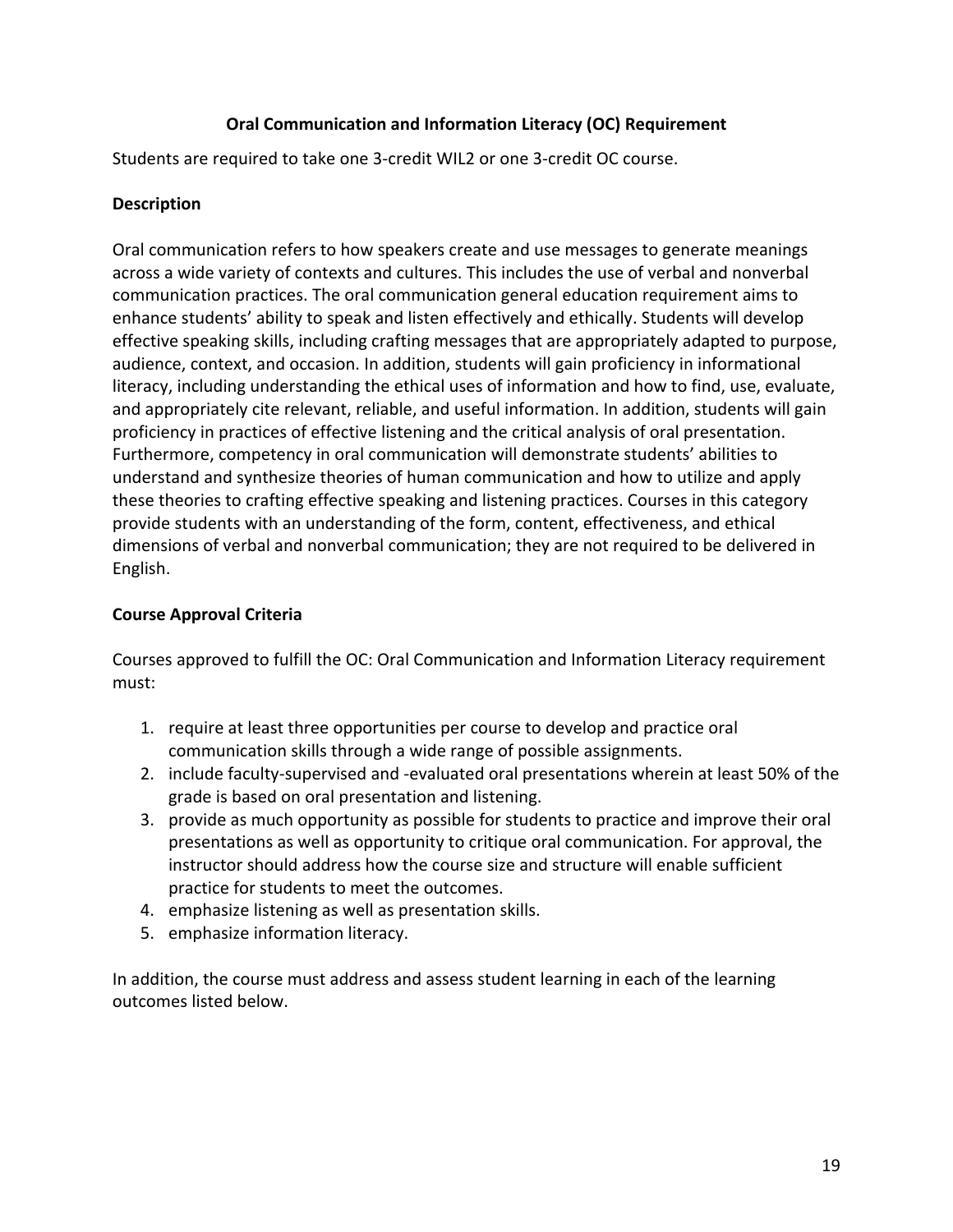## Oral Communication and Information Literacy (OC) Requirement

Students are required to take one 3-credit WIL2 or one 3-credit OC course.

### Description

Oral communication refers to how speakers create and use messages to generate meanings across a wide variety of contexts and cultures. This includes the use of verbal and nonverbal communication practices. The oral communication general education requirement aims to enhance students' ability to speak and listen effectively and ethically. Students will develop effective speaking skills, including crafting messages that are appropriately adapted to purpose, audience, context, and occasion. In addition, students will gain proficiency in informational literacy, including understanding the ethical uses of information and how to find, use, evaluate, and appropriately cite relevant, reliable, and useful information. In addition, students will gain proficiency in practices of effective listening and the critical analysis of oral presentation. Furthermore, competency in oral communication will demonstrate students' abilities to understand and synthesize theories of human communication and how to utilize and apply these theories to crafting effective speaking and listening practices. Courses in this category provide students with an understanding of the form, content, effectiveness, and ethical dimensions of verbal and nonverbal communication; they are not required to be delivered in English.

### Course Approval Criteria

Courses approved to fulfill the OC: Oral Communication and Information Literacy requirement must:

1. require at least three opportunities per course to develop and practice oral communication skills through a wide range of possible assignments.
2. include faculty-supervised and -evaluated oral presentations wherein at least 50% of the grade is based on oral presentation and listening.
3. provide as much opportunity as possible for students to practice and improve their oral presentations as well as opportunity to critique oral communication. For approval, the instructor should address how the course size and structure will enable sufficient practice for students to meet the outcomes.
4. emphasize listening as well as presentation skills.
5. emphasize information literacy.

In addition, the course must address and assess student learning in each of the learning outcomes listed below.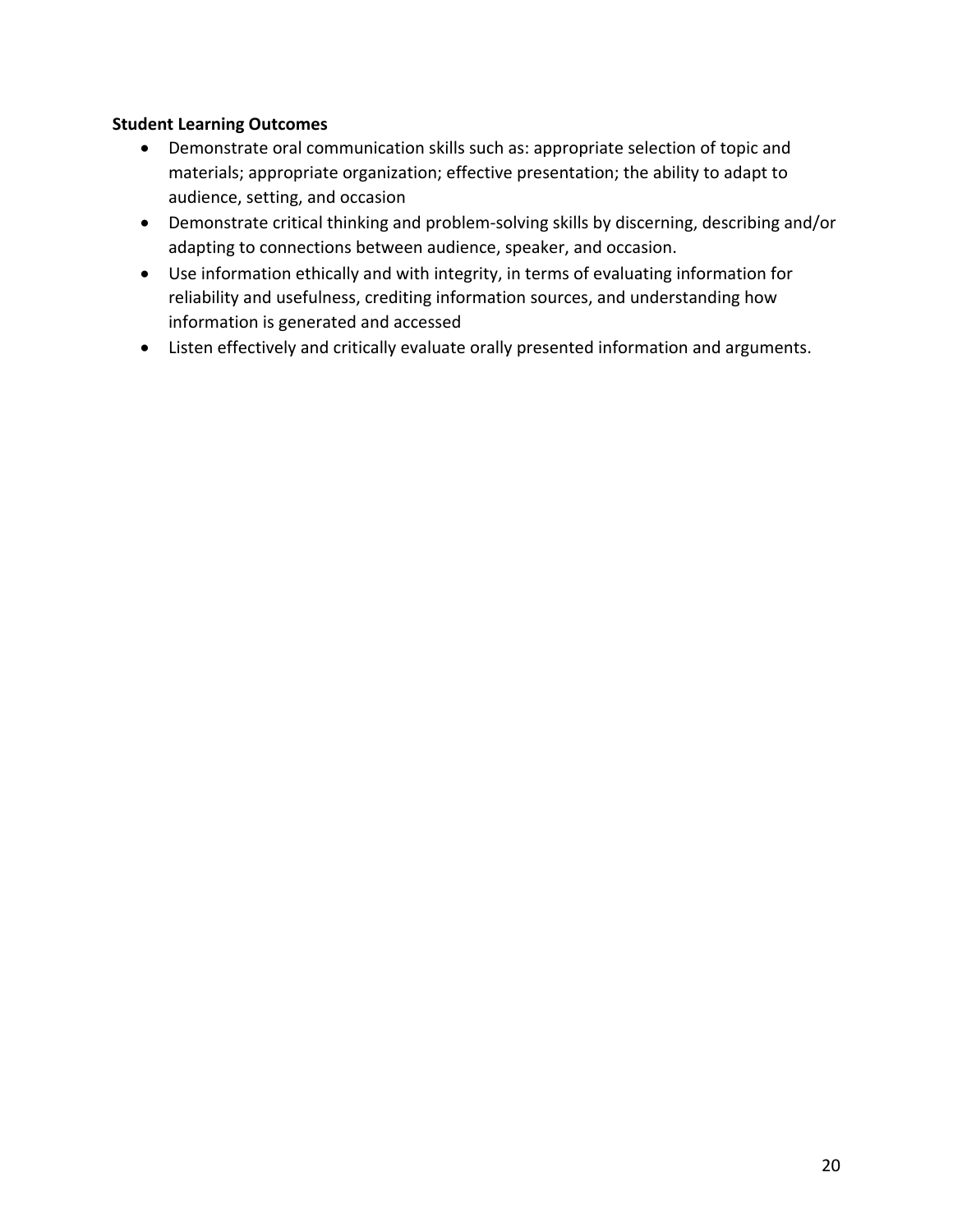**Student Learning Outcomes**

- Demonstrate oral communication skills such as: appropriate selection of topic and materials; appropriate organization; effective presentation; the ability to adapt to audience, setting, and occasion
- Demonstrate critical thinking and problem-solving skills by discerning, describing and/or adapting to connections between audience, speaker, and occasion.
- Use information ethically and with integrity, in terms of evaluating information for reliability and usefulness, crediting information sources, and understanding how information is generated and accessed
- Listen effectively and critically evaluate orally presented information and arguments.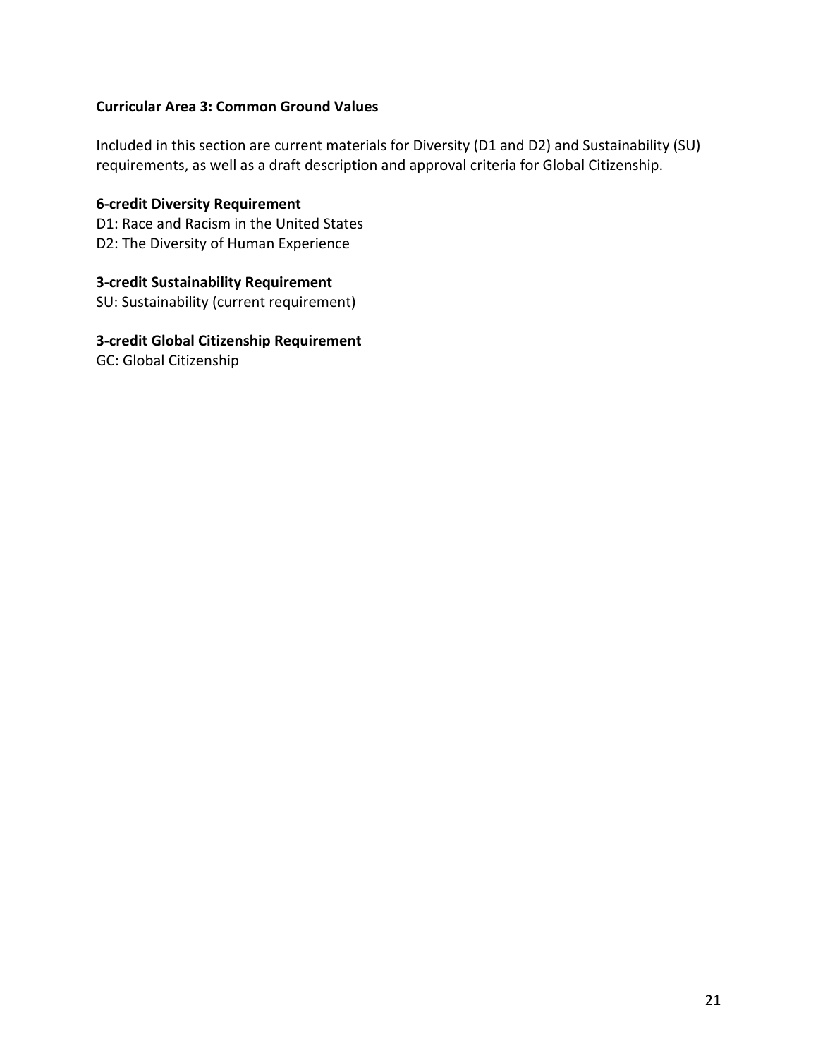## Curricular Area 3: Common Ground Values

Included in this section are current materials for Diversity (D1 and D2) and Sustainability (SU) requirements, as well as a draft description and approval criteria for Global Citizenship.

### 6-credit Diversity Requirement

D1: Race and Racism in the United States
D2: The Diversity of Human Experience

### 3-credit Sustainability Requirement

SU: Sustainability (current requirement)

### 3-credit Global Citizenship Requirement

GC: Global Citizenship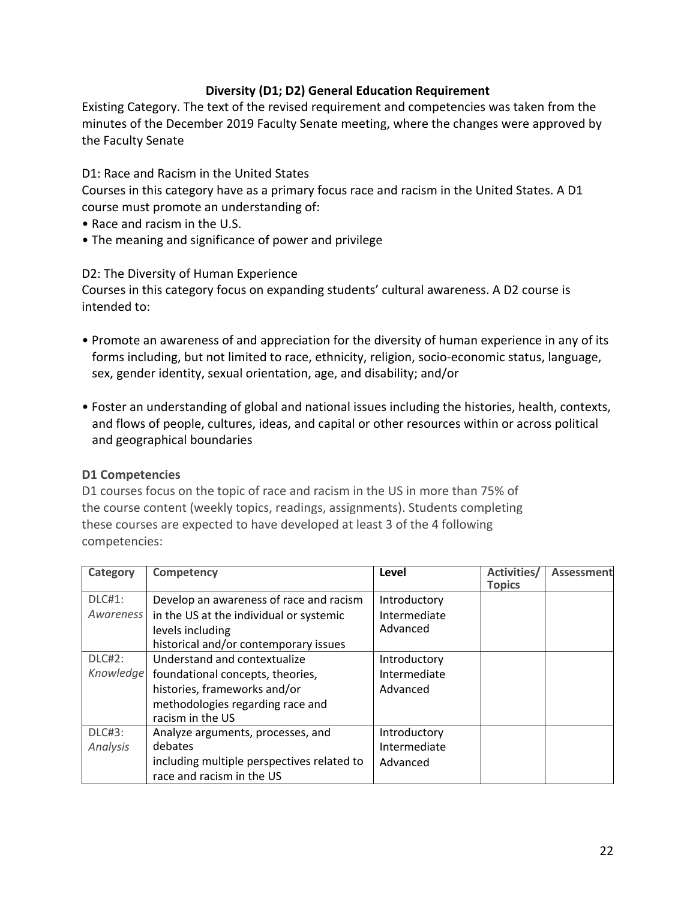**Diversity (D1; D2) General Education Requirement**

Existing Category. The text of the revised requirement and competencies was taken from the minutes of the December 2019 Faculty Senate meeting, where the changes were approved by the Faculty Senate

D1: Race and Racism in the United States

Courses in this category have as a primary focus race and racism in the United States. A D1 course must promote an understanding of:

- Race and racism in the U.S.
- The meaning and significance of power and privilege

D2: The Diversity of Human Experience

Courses in this category focus on expanding students' cultural awareness. A D2 course is intended to:

- Promote an awareness of and appreciation for the diversity of human experience in any of its forms including, but not limited to race, ethnicity, religion, socio-economic status, language, sex, gender identity, sexual orientation, age, and disability; and/or

- Foster an understanding of global and national issues including the histories, health, contexts, and flows of people, cultures, ideas, and capital or other resources within or across political and geographical boundaries

**D1 Competencies**

D1 courses focus on the topic of race and racism in the US in more than 75% of the course content (weekly topics, readings, assignments). Students completing these courses are expected to have developed at least 3 of the 4 following competencies:

| Category | Competency | Level | Activities/ Topics | Assessment |
|---|---|---|---|---|
| DLC#1: *Awareness* | Develop an awareness of race and racism in the US at the individual or systemic levels including historical and/or contemporary issues | Introductory Intermediate Advanced | | |
| DLC#2: *Knowledge* | Understand and contextualize foundational concepts, theories, histories, frameworks and/or methodologies regarding race and racism in the US | Introductory Intermediate Advanced | | |
| DLC#3: *Analysis* | Analyze arguments, processes, and debates including multiple perspectives related to race and racism in the US | Introductory Intermediate Advanced | | |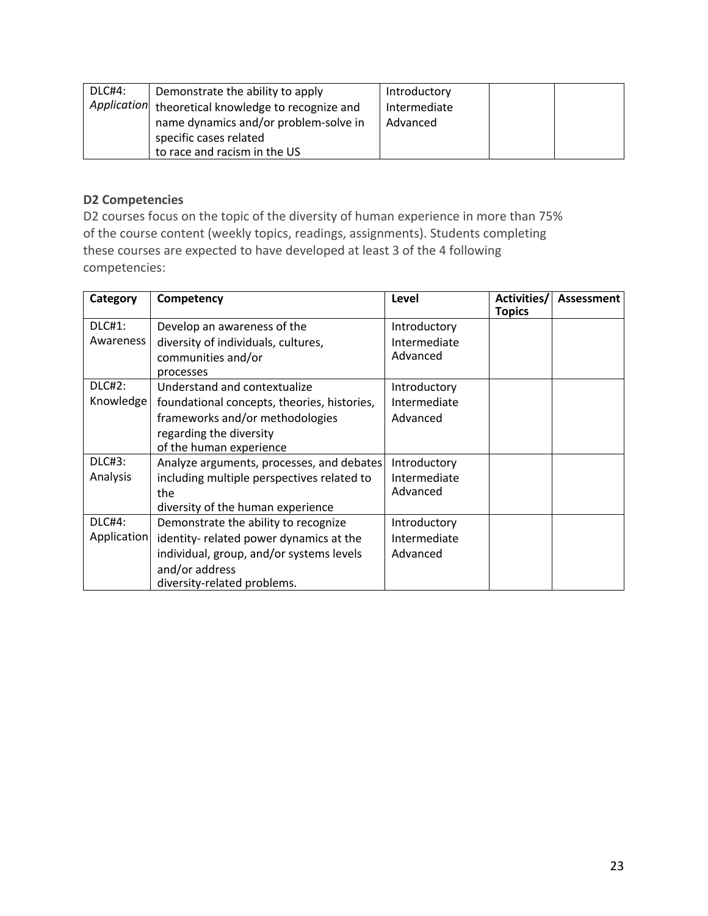| DLC#4: *Application* | Demonstrate the ability to apply theoretical knowledge to recognize and name dynamics and/or problem-solve in specific cases related to race and racism in the US | Introductory Intermediate Advanced | | |
|---|---|---|---|---|

**D2 Competencies**

D2 courses focus on the topic of the diversity of human experience in more than 75% of the course content (weekly topics, readings, assignments). Students completing these courses are expected to have developed at least 3 of the 4 following competencies:

| Category | Competency | Level | Activities/ Topics | Assessment |
|---|---|---|---|---|
| DLC#1: Awareness | Develop an awareness of the diversity of individuals, cultures, communities and/or processes | Introductory Intermediate Advanced | | |
| DLC#2: Knowledge | Understand and contextualize foundational concepts, theories, histories, frameworks and/or methodologies regarding the diversity of the human experience | Introductory Intermediate Advanced | | |
| DLC#3: Analysis | Analyze arguments, processes, and debates including multiple perspectives related to the diversity of the human experience | Introductory Intermediate Advanced | | |
| DLC#4: Application | Demonstrate the ability to recognize identity- related power dynamics at the individual, group, and/or systems levels and/or address diversity-related problems. | Introductory Intermediate Advanced | | |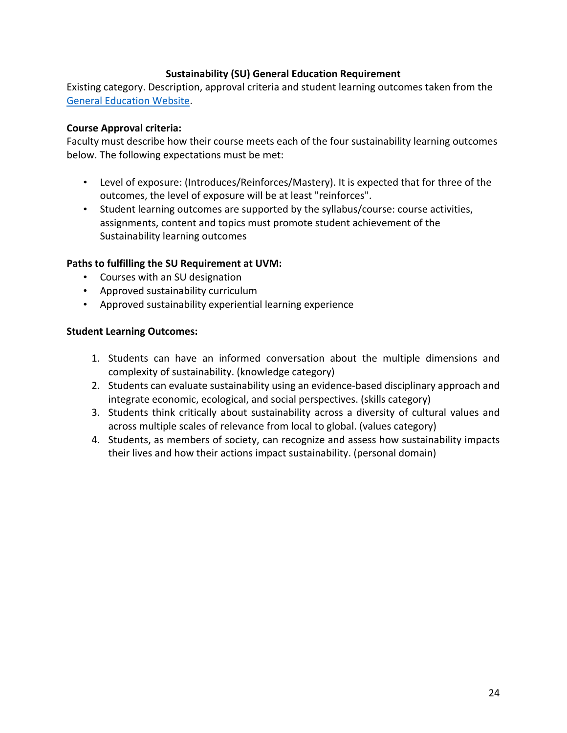## Sustainability (SU) General Education Requirement

Existing category. Description, approval criteria and student learning outcomes taken from the General Education Website.

**Course Approval criteria:**

Faculty must describe how their course meets each of the four sustainability learning outcomes below. The following expectations must be met:

- Level of exposure: (Introduces/Reinforces/Mastery). It is expected that for three of the outcomes, the level of exposure will be at least "reinforces".
- Student learning outcomes are supported by the syllabus/course: course activities, assignments, content and topics must promote student achievement of the Sustainability learning outcomes

**Paths to fulfilling the SU Requirement at UVM:**

- Courses with an SU designation
- Approved sustainability curriculum
- Approved sustainability experiential learning experience

**Student Learning Outcomes:**

1. Students can have an informed conversation about the multiple dimensions and complexity of sustainability. (knowledge category)
2. Students can evaluate sustainability using an evidence-based disciplinary approach and integrate economic, ecological, and social perspectives. (skills category)
3. Students think critically about sustainability across a diversity of cultural values and across multiple scales of relevance from local to global. (values category)
4. Students, as members of society, can recognize and assess how sustainability impacts their lives and how their actions impact sustainability. (personal domain)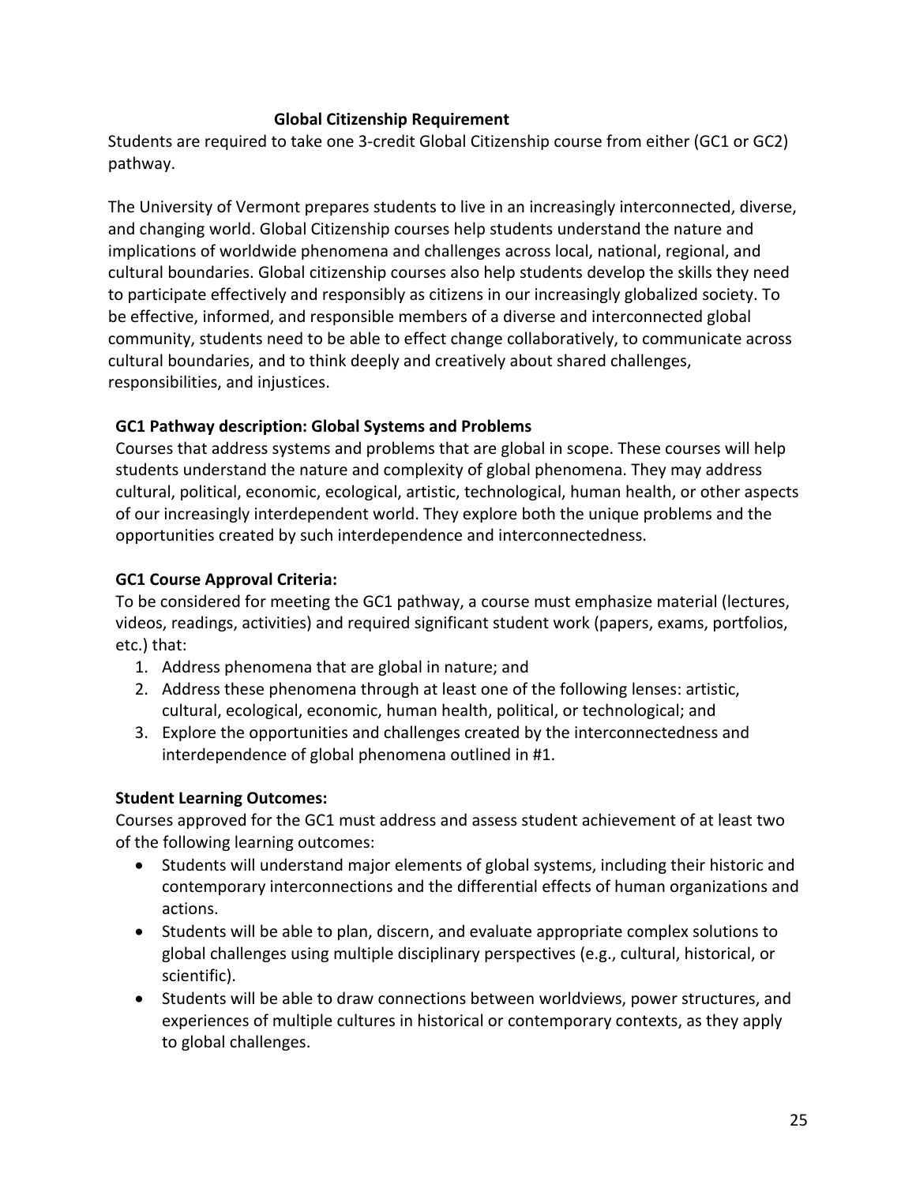## Global Citizenship Requirement

Students are required to take one 3-credit Global Citizenship course from either (GC1 or GC2) pathway.

The University of Vermont prepares students to live in an increasingly interconnected, diverse, and changing world. Global Citizenship courses help students understand the nature and implications of worldwide phenomena and challenges across local, national, regional, and cultural boundaries. Global citizenship courses also help students develop the skills they need to participate effectively and responsibly as citizens in our increasingly globalized society. To be effective, informed, and responsible members of a diverse and interconnected global community, students need to be able to effect change collaboratively, to communicate across cultural boundaries, and to think deeply and creatively about shared challenges, responsibilities, and injustices.

**GC1 Pathway description: Global Systems and Problems**

Courses that address systems and problems that are global in scope. These courses will help students understand the nature and complexity of global phenomena. They may address cultural, political, economic, ecological, artistic, technological, human health, or other aspects of our increasingly interdependent world. They explore both the unique problems and the opportunities created by such interdependence and interconnectedness.

**GC1 Course Approval Criteria:**

To be considered for meeting the GC1 pathway, a course must emphasize material (lectures, videos, readings, activities) and required significant student work (papers, exams, portfolios, etc.) that:

1. Address phenomena that are global in nature; and
2. Address these phenomena through at least one of the following lenses: artistic, cultural, ecological, economic, human health, political, or technological; and
3. Explore the opportunities and challenges created by the interconnectedness and interdependence of global phenomena outlined in #1.

**Student Learning Outcomes:**

Courses approved for the GC1 must address and assess student achievement of at least two of the following learning outcomes:

- Students will understand major elements of global systems, including their historic and contemporary interconnections and the differential effects of human organizations and actions.
- Students will be able to plan, discern, and evaluate appropriate complex solutions to global challenges using multiple disciplinary perspectives (e.g., cultural, historical, or scientific).
- Students will be able to draw connections between worldviews, power structures, and experiences of multiple cultures in historical or contemporary contexts, as they apply to global challenges.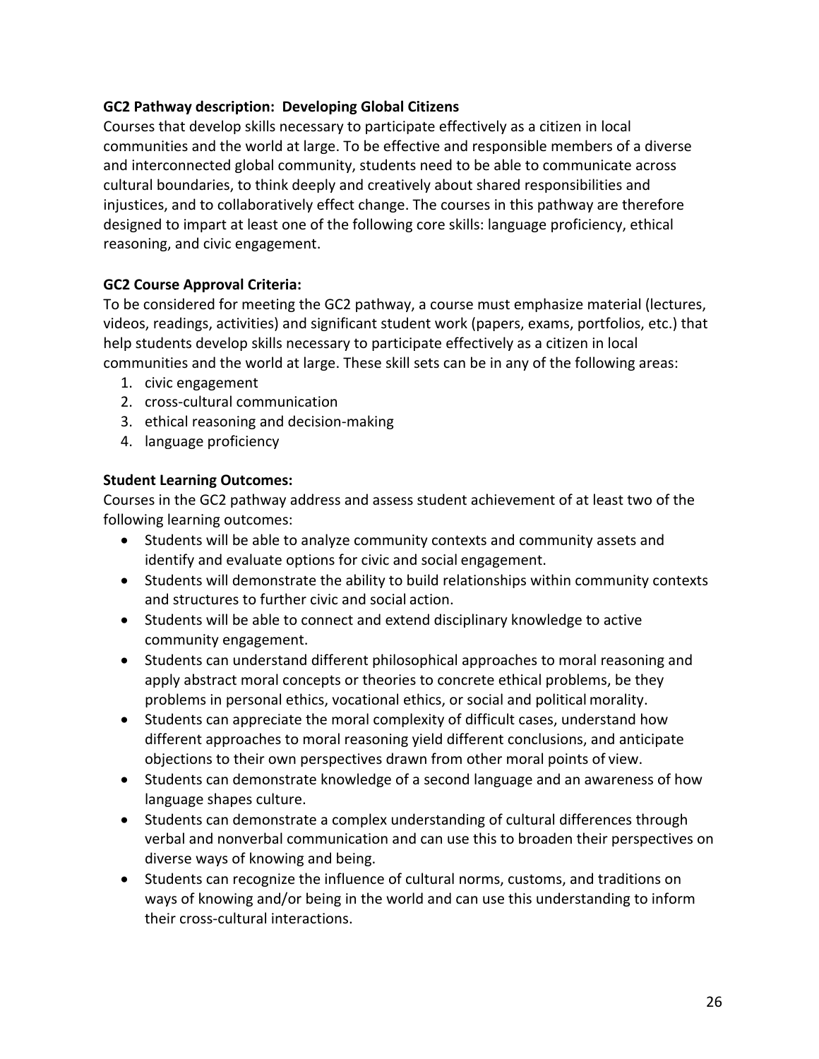**GC2 Pathway description: Developing Global Citizens**

Courses that develop skills necessary to participate effectively as a citizen in local communities and the world at large. To be effective and responsible members of a diverse and interconnected global community, students need to be able to communicate across cultural boundaries, to think deeply and creatively about shared responsibilities and injustices, and to collaboratively effect change. The courses in this pathway are therefore designed to impart at least one of the following core skills: language proficiency, ethical reasoning, and civic engagement.

**GC2 Course Approval Criteria:**

To be considered for meeting the GC2 pathway, a course must emphasize material (lectures, videos, readings, activities) and significant student work (papers, exams, portfolios, etc.) that help students develop skills necessary to participate effectively as a citizen in local communities and the world at large. These skill sets can be in any of the following areas:

1. civic engagement
2. cross-cultural communication
3. ethical reasoning and decision-making
4. language proficiency

**Student Learning Outcomes:**

Courses in the GC2 pathway address and assess student achievement of at least two of the following learning outcomes:

- Students will be able to analyze community contexts and community assets and identify and evaluate options for civic and social engagement.
- Students will demonstrate the ability to build relationships within community contexts and structures to further civic and social action.
- Students will be able to connect and extend disciplinary knowledge to active community engagement.
- Students can understand different philosophical approaches to moral reasoning and apply abstract moral concepts or theories to concrete ethical problems, be they problems in personal ethics, vocational ethics, or social and political morality.
- Students can appreciate the moral complexity of difficult cases, understand how different approaches to moral reasoning yield different conclusions, and anticipate objections to their own perspectives drawn from other moral points of view.
- Students can demonstrate knowledge of a second language and an awareness of how language shapes culture.
- Students can demonstrate a complex understanding of cultural differences through verbal and nonverbal communication and can use this to broaden their perspectives on diverse ways of knowing and being.
- Students can recognize the influence of cultural norms, customs, and traditions on ways of knowing and/or being in the world and can use this understanding to inform their cross-cultural interactions.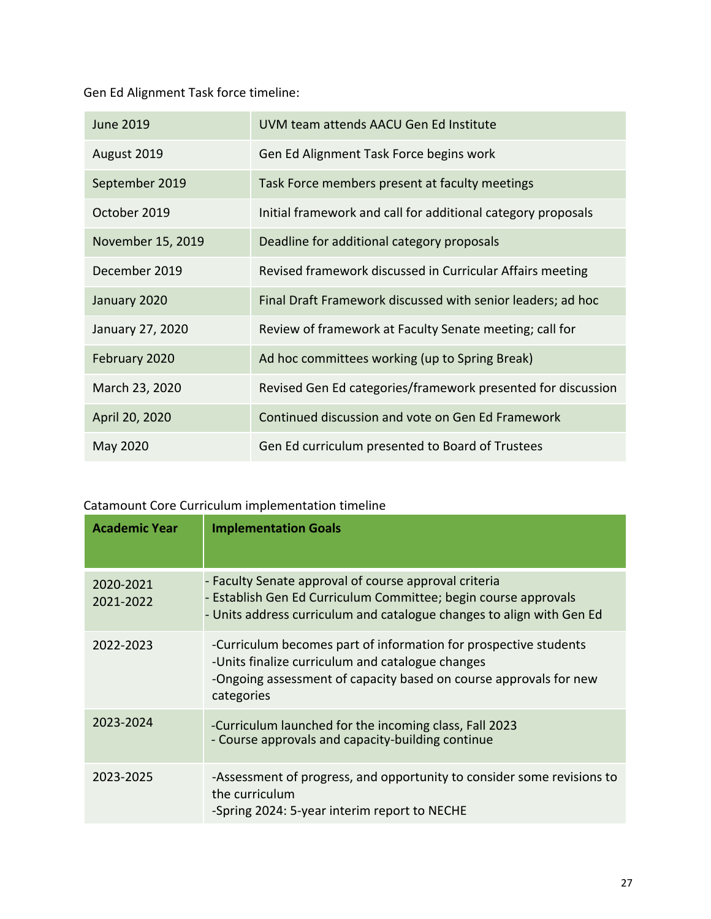Gen Ed Alignment Task force timeline:

| | |
|---|---|
| June 2019 | UVM team attends AACU Gen Ed Institute |
| August 2019 | Gen Ed Alignment Task Force begins work |
| September 2019 | Task Force members present at faculty meetings |
| October 2019 | Initial framework and call for additional category proposals |
| November 15, 2019 | Deadline for additional category proposals |
| December 2019 | Revised framework discussed in Curricular Affairs meeting |
| January 2020 | Final Draft Framework discussed with senior leaders; ad hoc |
| January 27, 2020 | Review of framework at Faculty Senate meeting; call for |
| February 2020 | Ad hoc committees working (up to Spring Break) |
| March 23, 2020 | Revised Gen Ed categories/framework presented for discussion |
| April 20, 2020 | Continued discussion and vote on Gen Ed Framework |
| May 2020 | Gen Ed curriculum presented to Board of Trustees |

Catamount Core Curriculum implementation timeline

| **Academic Year** | **Implementation Goals** |
|---|---|
| 2020-2021<br>2021-2022 | - Faculty Senate approval of course approval criteria<br>- Establish Gen Ed Curriculum Committee; begin course approvals<br>- Units address curriculum and catalogue changes to align with Gen Ed |
| 2022-2023 | -Curriculum becomes part of information for prospective students<br>-Units finalize curriculum and catalogue changes<br>-Ongoing assessment of capacity based on course approvals for new categories |
| 2023-2024 | -Curriculum launched for the incoming class, Fall 2023<br>- Course approvals and capacity-building continue |
| 2023-2025 | -Assessment of progress, and opportunity to consider some revisions to the curriculum<br>-Spring 2024: 5-year interim report to NECHE |